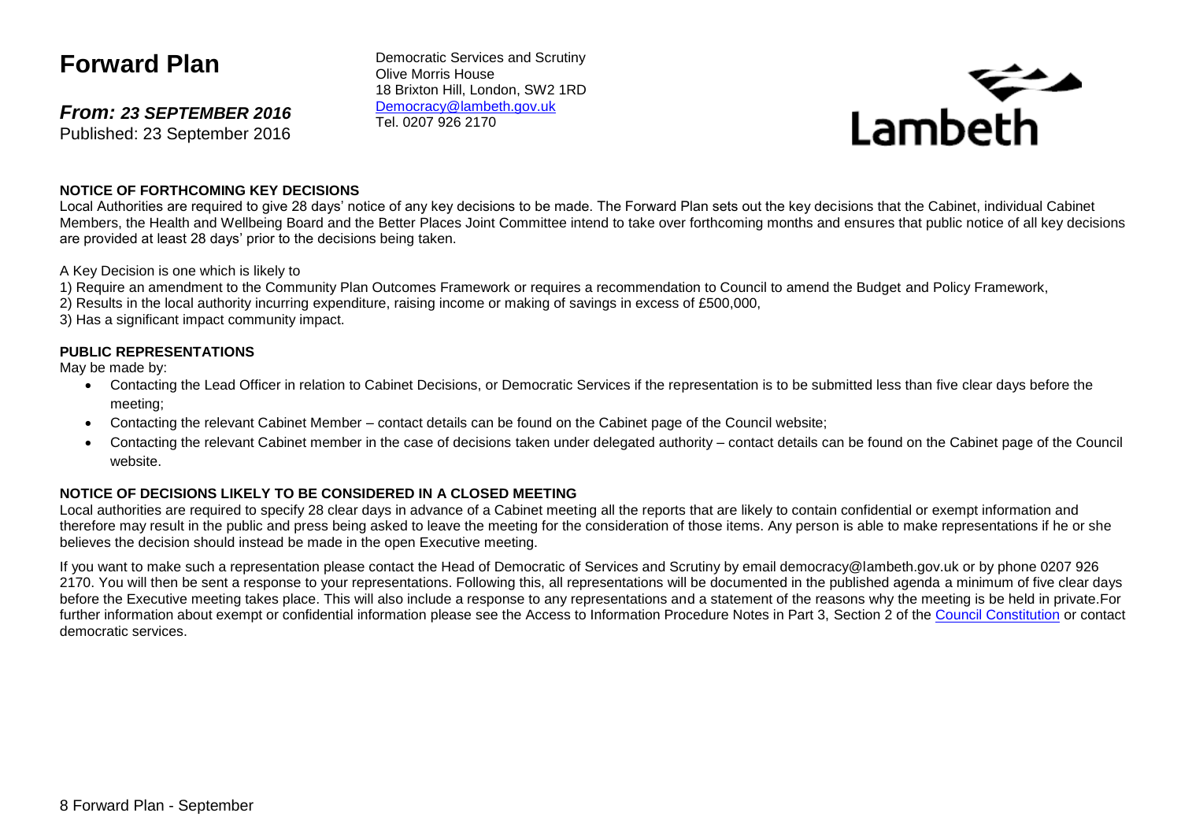# Forward Plan

***From: 23 SEPTEMBER 2016***
Published: 23 September 2016

Democratic Services and Scrutiny
Olive Morris House
18 Brixton Hill, London, SW2 1RD
Democracy@lambeth.gov.uk
Tel. 0207 926 2170

Lambeth

**NOTICE OF FORTHCOMING KEY DECISIONS**

Local Authorities are required to give 28 days' notice of any key decisions to be made. The Forward Plan sets out the key decisions that the Cabinet, individual Cabinet Members, the Health and Wellbeing Board and the Better Places Joint Committee intend to take over forthcoming months and ensures that public notice of all key decisions are provided at least 28 days' prior to the decisions being taken.

A Key Decision is one which is likely to

1) Require an amendment to the Community Plan Outcomes Framework or requires a recommendation to Council to amend the Budget and Policy Framework,
2) Results in the local authority incurring expenditure, raising income or making of savings in excess of £500,000,
3) Has a significant impact community impact.

**PUBLIC REPRESENTATIONS**

May be made by:

- Contacting the Lead Officer in relation to Cabinet Decisions, or Democratic Services if the representation is to be submitted less than five clear days before the meeting;
- Contacting the relevant Cabinet Member – contact details can be found on the Cabinet page of the Council website;
- Contacting the relevant Cabinet member in the case of decisions taken under delegated authority – contact details can be found on the Cabinet page of the Council website.

**NOTICE OF DECISIONS LIKELY TO BE CONSIDERED IN A CLOSED MEETING**

Local authorities are required to specify 28 clear days in advance of a Cabinet meeting all the reports that are likely to contain confidential or exempt information and therefore may result in the public and press being asked to leave the meeting for the consideration of those items. Any person is able to make representations if he or she believes the decision should instead be made in the open Executive meeting.

If you want to make such a representation please contact the Head of Democratic of Services and Scrutiny by email democracy@lambeth.gov.uk or by phone 0207 926 2170. You will then be sent a response to your representations. Following this, all representations will be documented in the published agenda a minimum of five clear days before the Executive meeting takes place. This will also include a response to any representations and a statement of the reasons why the meeting is be held in private.For further information about exempt or confidential information please see the Access to Information Procedure Notes in Part 3, Section 2 of the Council Constitution or contact democratic services.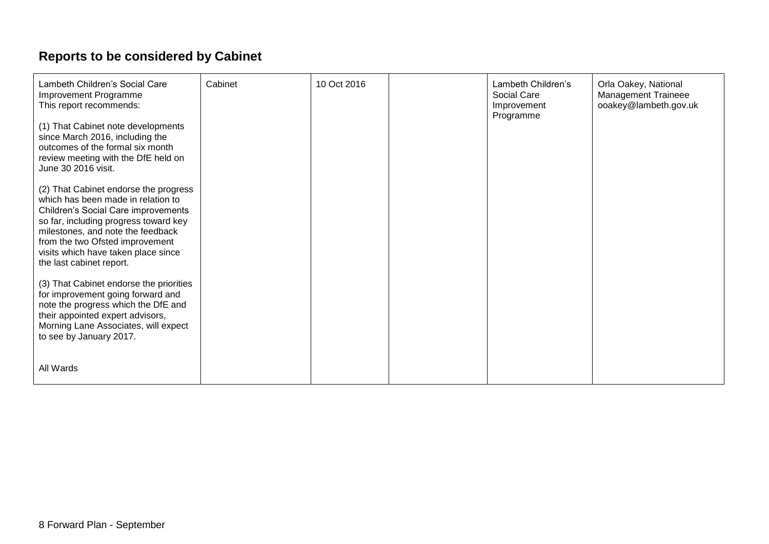## Reports to be considered by Cabinet

| | | | | | |
|---|---|---|---|---|---|
| Lambeth Children's Social Care Improvement Programme<br>This report recommends:<br><br>(1) That Cabinet note developments since March 2016, including the outcomes of the formal six month review meeting with the DfE held on June 30 2016 visit.<br><br>(2) That Cabinet endorse the progress which has been made in relation to Children's Social Care improvements so far, including progress toward key milestones, and note the feedback from the two Ofsted improvement visits which have taken place since the last cabinet report.<br><br>(3) That Cabinet endorse the priorities for improvement going forward and note the progress which the DfE and their appointed expert advisors, Morning Lane Associates, will expect to see by January 2017.<br><br>All Wards | Cabinet | 10 Oct 2016 | | Lambeth Children's Social Care Improvement Programme | Orla Oakey, National Management Traineee<br>ooakey@lambeth.gov.uk |

8 Forward Plan - September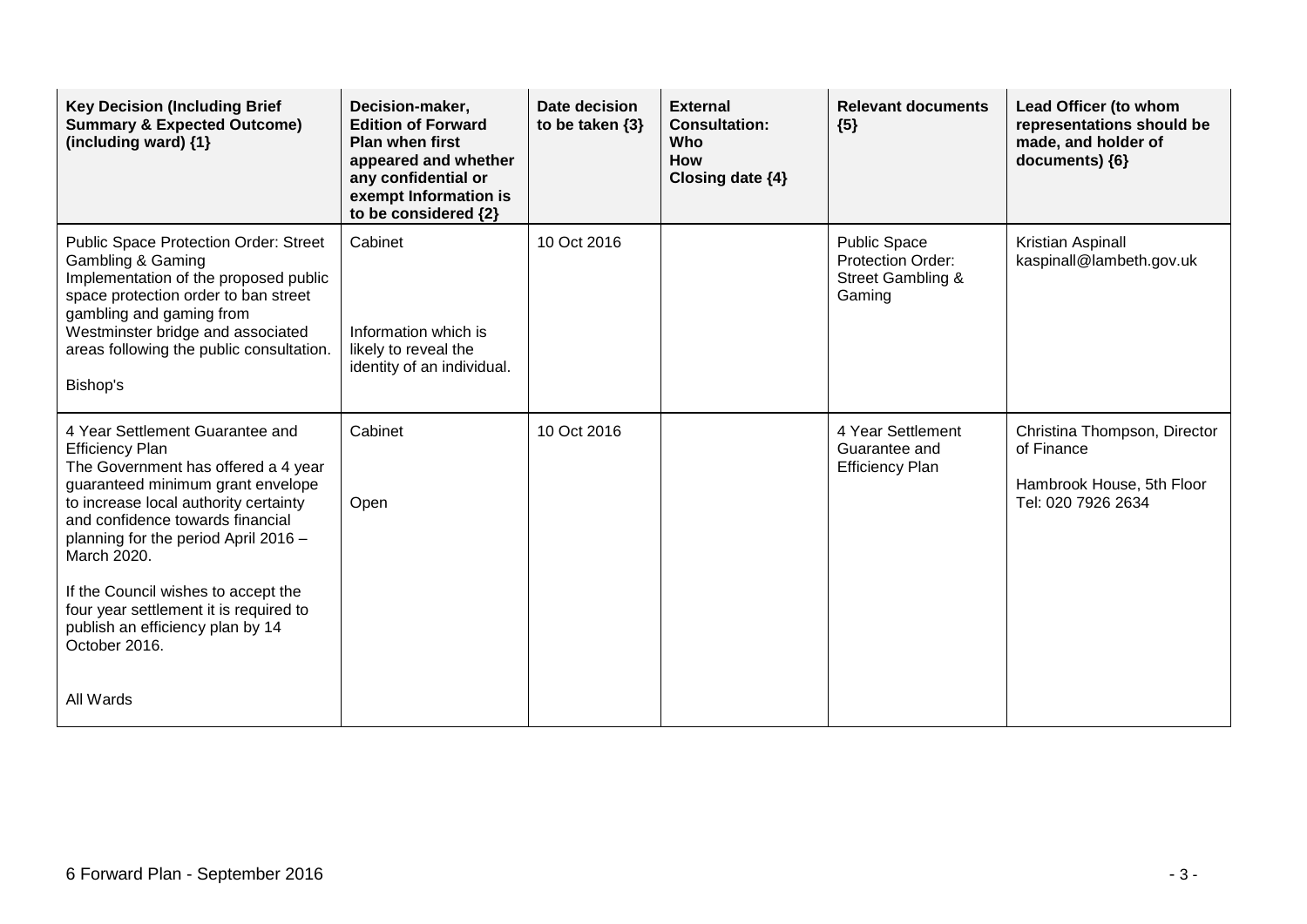| Key Decision (Including Brief Summary & Expected Outcome) (including ward) {1} | Decision-maker, Edition of Forward Plan when first appeared and whether any confidential or exempt Information is to be considered {2} | Date decision to be taken {3} | External Consultation: Who How Closing date {4} | Relevant documents {5} | Lead Officer (to whom representations should be made, and holder of documents) {6} |
|---|---|---|---|---|---|
| Public Space Protection Order: Street Gambling & Gaming<br>Implementation of the proposed public space protection order to ban street gambling and gaming from Westminster bridge and associated areas following the public consultation.<br><br>Bishop's | Cabinet<br><br>Information which is likely to reveal the identity of an individual. | 10 Oct 2016 | | Public Space Protection Order: Street Gambling & Gaming | Kristian Aspinall<br>kaspinall@lambeth.gov.uk |
| 4 Year Settlement Guarantee and Efficiency Plan<br>The Government has offered a 4 year guaranteed minimum grant envelope to increase local authority certainty and confidence towards financial planning for the period April 2016 – March 2020.<br><br>If the Council wishes to accept the four year settlement it is required to publish an efficiency plan by 14 October 2016.<br><br>All Wards | Cabinet<br><br>Open | 10 Oct 2016 | | 4 Year Settlement Guarantee and Efficiency Plan | Christina Thompson, Director of Finance<br><br>Hambrook House, 5th Floor<br>Tel: 020 7926 2634 |

6 Forward Plan - September 2016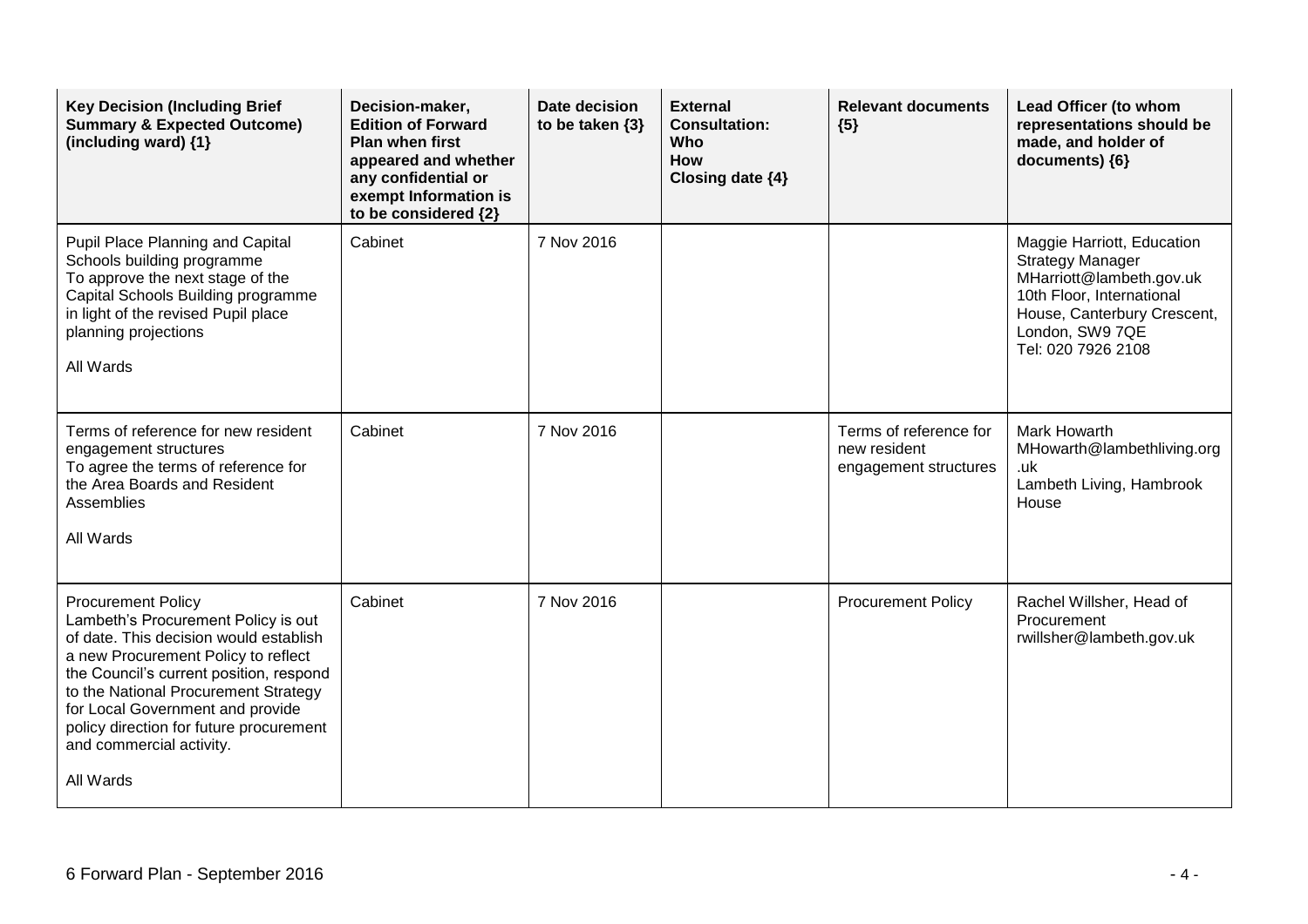| Key Decision (Including Brief Summary & Expected Outcome) (including ward) {1} | Decision-maker, Edition of Forward Plan when first appeared and whether any confidential or exempt Information is to be considered {2} | Date decision to be taken {3} | External Consultation: Who How Closing date {4} | Relevant documents {5} | Lead Officer (to whom representations should be made, and holder of documents) {6} |
|---|---|---|---|---|---|
| Pupil Place Planning and Capital Schools building programme<br>To approve the next stage of the Capital Schools Building programme in light of the revised Pupil place planning projections<br><br>All Wards | Cabinet | 7 Nov 2016 | | | Maggie Harriott, Education Strategy Manager<br>MHarriott@lambeth.gov.uk<br>10th Floor, International House, Canterbury Crescent, London, SW9 7QE<br>Tel: 020 7926 2108 |
| Terms of reference for new resident engagement structures<br>To agree the terms of reference for the Area Boards and Resident Assemblies<br><br>All Wards | Cabinet | 7 Nov 2016 | | Terms of reference for new resident engagement structures | Mark Howarth<br>MHowarth@lambethliving.org.uk<br>Lambeth Living, Hambrook House |
| Procurement Policy<br>Lambeth's Procurement Policy is out of date. This decision would establish a new Procurement Policy to reflect the Council's current position, respond to the National Procurement Strategy for Local Government and provide policy direction for future procurement and commercial activity.<br><br>All Wards | Cabinet | 7 Nov 2016 | | Procurement Policy | Rachel Willsher, Head of Procurement<br>rwillsher@lambeth.gov.uk |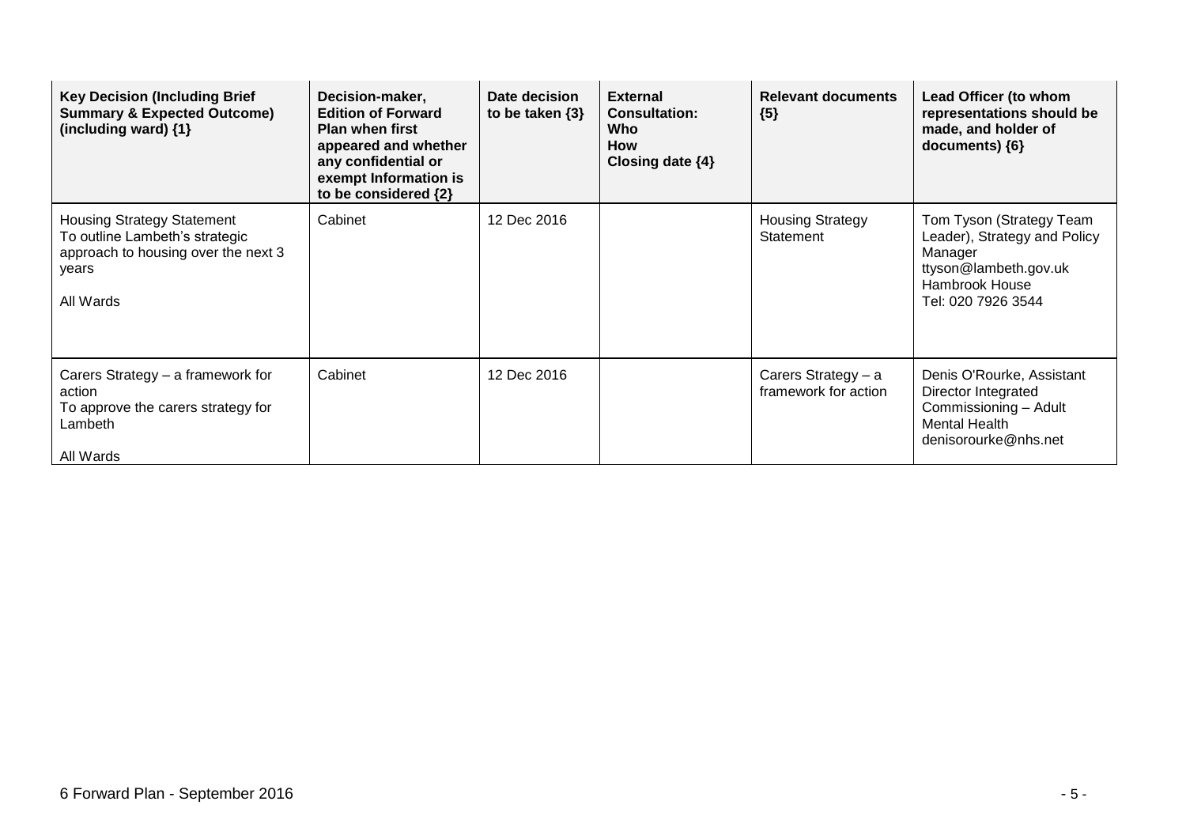| Key Decision (Including Brief Summary & Expected Outcome) (including ward) {1} | Decision-maker, Edition of Forward Plan when first appeared and whether any confidential or exempt Information is to be considered {2} | Date decision to be taken {3} | External Consultation: Who How Closing date {4} | Relevant documents {5} | Lead Officer (to whom representations should be made, and holder of documents) {6} |
|---|---|---|---|---|---|
| Housing Strategy Statement<br>To outline Lambeth's strategic approach to housing over the next 3 years<br><br>All Wards | Cabinet | 12 Dec 2016 | | Housing Strategy Statement | Tom Tyson (Strategy Team Leader), Strategy and Policy Manager<br>ttyson@lambeth.gov.uk<br>Hambrook House<br>Tel: 020 7926 3544 |
| Carers Strategy – a framework for action<br>To approve the carers strategy for Lambeth<br><br>All Wards | Cabinet | 12 Dec 2016 | | Carers Strategy – a framework for action | Denis O'Rourke, Assistant Director Integrated Commissioning – Adult Mental Health<br>denisorourke@nhs.net |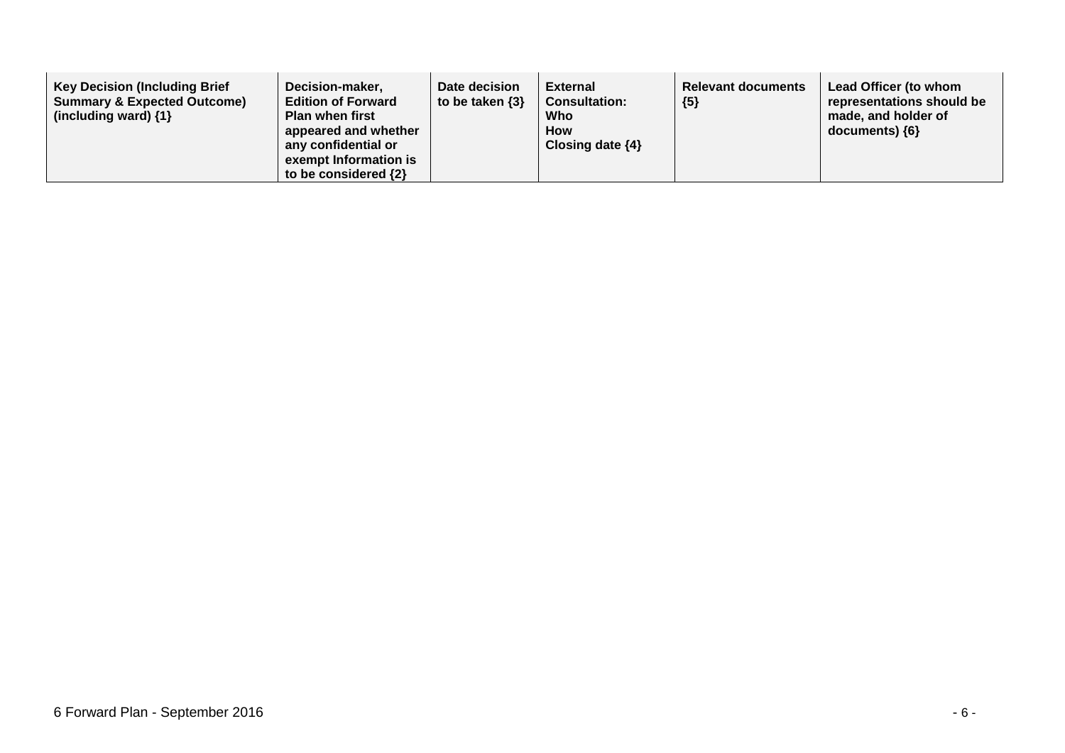| Key Decision (Including Brief Summary & Expected Outcome) (including ward) {1} | Decision-maker, Edition of Forward Plan when first appeared and whether any confidential or exempt Information is to be considered {2} | Date decision to be taken {3} | External Consultation: Who How Closing date {4} | Relevant documents {5} | Lead Officer (to whom representations should be made, and holder of documents) {6} |
|---|---|---|---|---|---|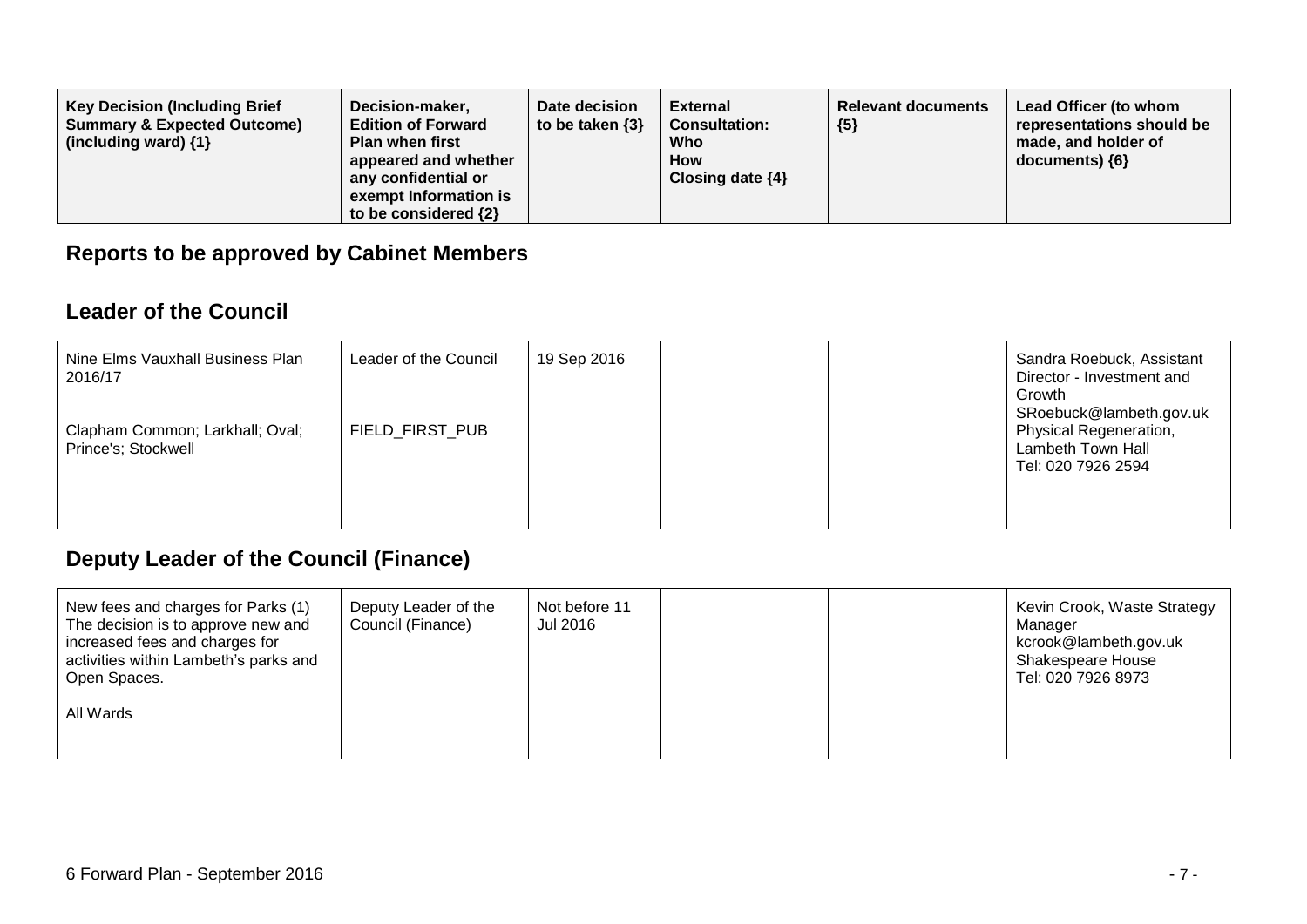| Key Decision (Including Brief Summary & Expected Outcome) (including ward) {1} | Decision-maker, Edition of Forward Plan when first appeared and whether any confidential or exempt Information is to be considered {2} | Date decision to be taken {3} | External Consultation: Who How Closing date {4} | Relevant documents {5} | Lead Officer (to whom representations should be made, and holder of documents) {6} |
|---|---|---|---|---|---|

## Reports to be approved by Cabinet Members

### Leader of the Council

| Key Decision (Including Brief Summary & Expected Outcome) (including ward) {1} | Decision-maker, Edition of Forward Plan when first appeared and whether any confidential or exempt Information is to be considered {2} | Date decision to be taken {3} | External Consultation: Who How Closing date {4} | Relevant documents {5} | Lead Officer (to whom representations should be made, and holder of documents) {6} |
|---|---|---|---|---|---|
| Nine Elms Vauxhall Business Plan 2016/17<br><br>Clapham Common; Larkhall; Oval; Prince's; Stockwell | Leader of the Council<br><br>FIELD_FIRST_PUB | 19 Sep 2016 | | | Sandra Roebuck, Assistant Director - Investment and Growth<br>SRoebuck@lambeth.gov.uk<br>Physical Regeneration, Lambeth Town Hall<br>Tel: 020 7926 2594 |

### Deputy Leader of the Council (Finance)

| Key Decision (Including Brief Summary & Expected Outcome) (including ward) {1} | Decision-maker, Edition of Forward Plan when first appeared and whether any confidential or exempt Information is to be considered {2} | Date decision to be taken {3} | External Consultation: Who How Closing date {4} | Relevant documents {5} | Lead Officer (to whom representations should be made, and holder of documents) {6} |
|---|---|---|---|---|---|
| New fees and charges for Parks (1) The decision is to approve new and increased fees and charges for activities within Lambeth's parks and Open Spaces.<br><br>All Wards | Deputy Leader of the Council (Finance) | Not before 11 Jul 2016 | | | Kevin Crook, Waste Strategy Manager<br>kcrook@lambeth.gov.uk<br>Shakespeare House<br>Tel: 020 7926 8973 |

6 Forward Plan - September 2016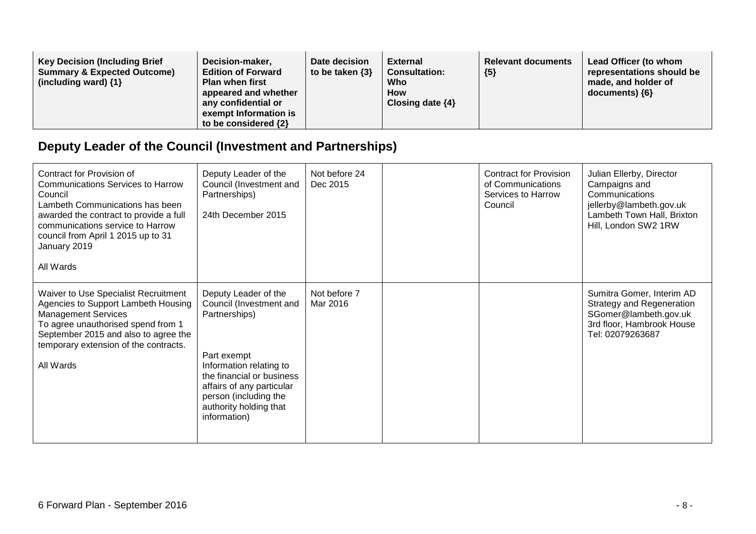| Key Decision (Including Brief Summary & Expected Outcome) (including ward) {1} | Decision-maker, Edition of Forward Plan when first appeared and whether any confidential or exempt Information is to be considered {2} | Date decision to be taken {3} | External Consultation: Who How Closing date {4} | Relevant documents {5} | Lead Officer (to whom representations should be made, and holder of documents) {6} |
|---|---|---|---|---|---|

## Deputy Leader of the Council (Investment and Partnerships)

| | | | | | |
|---|---|---|---|---|---|
| Contract for Provision of Communications Services to Harrow Council<br>Lambeth Communications has been awarded the contract to provide a full communications service to Harrow council from April 1 2015 up to 31 January 2019<br><br>All Wards | Deputy Leader of the Council (Investment and Partnerships)<br><br>24th December 2015 | Not before 24 Dec 2015 | | Contract for Provision of Communications Services to Harrow Council | Julian Ellerby, Director Campaigns and Communications<br>jellerby@lambeth.gov.uk<br>Lambeth Town Hall, Brixton Hill, London SW2 1RW |
| Waiver to Use Specialist Recruitment Agencies to Support Lambeth Housing Management Services<br>To agree unauthorised spend from 1 September 2015 and also to agree the temporary extension of the contracts.<br><br>All Wards | Deputy Leader of the Council (Investment and Partnerships)<br><br>Part exempt<br>Information relating to the financial or business affairs of any particular person (including the authority holding that information) | Not before 7 Mar 2016 | | | Sumitra Gomer, Interim AD Strategy and Regeneration<br>SGomer@lambeth.gov.uk<br>3rd floor, Hambrook House<br>Tel: 02079263687 |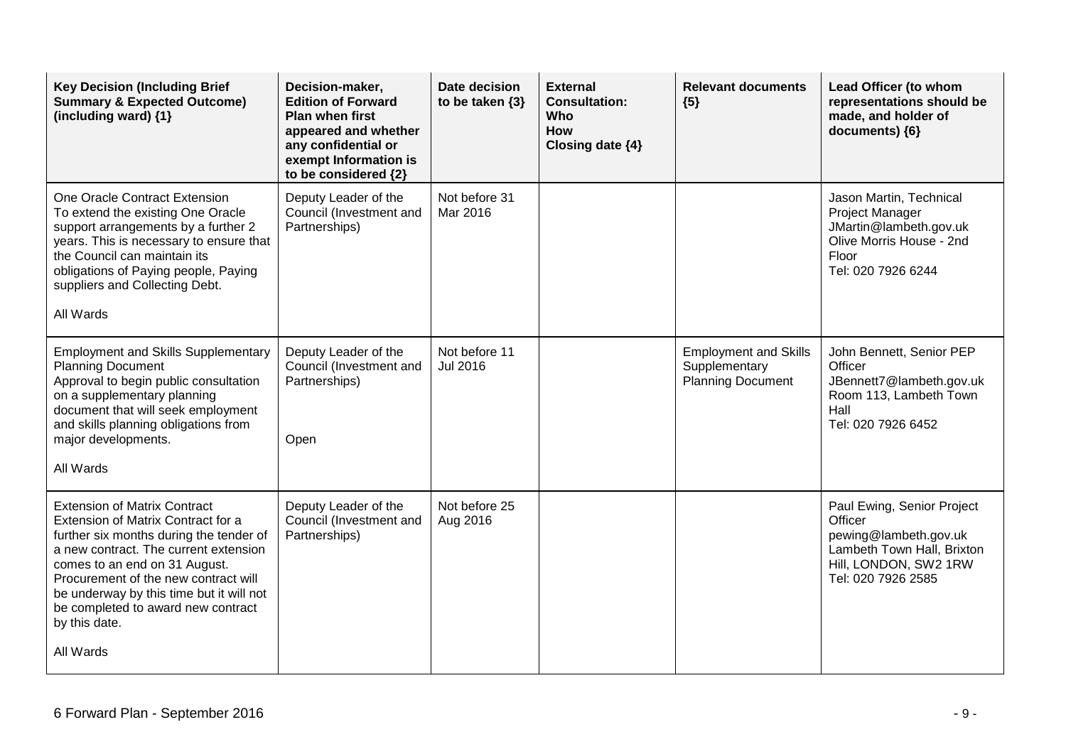| Key Decision (Including Brief Summary & Expected Outcome) (including ward) {1} | Decision-maker, Edition of Forward Plan when first appeared and whether any confidential or exempt Information is to be considered {2} | Date decision to be taken {3} | External Consultation: Who How Closing date {4} | Relevant documents {5} | Lead Officer (to whom representations should be made, and holder of documents) {6} |
|---|---|---|---|---|---|
| One Oracle Contract Extension<br>To extend the existing One Oracle support arrangements by a further 2 years. This is necessary to ensure that the Council can maintain its obligations of Paying people, Paying suppliers and Collecting Debt.<br><br>All Wards | Deputy Leader of the Council (Investment and Partnerships) | Not before 31 Mar 2016 | | | Jason Martin, Technical Project Manager<br>JMartin@lambeth.gov.uk<br>Olive Morris House - 2nd Floor<br>Tel: 020 7926 6244 |
| Employment and Skills Supplementary Planning Document<br>Approval to begin public consultation on a supplementary planning document that will seek employment and skills planning obligations from major developments.<br><br>All Wards | Deputy Leader of the Council (Investment and Partnerships)<br><br>Open | Not before 11 Jul 2016 | | Employment and Skills Supplementary Planning Document | John Bennett, Senior PEP Officer<br>JBennett7@lambeth.gov.uk<br>Room 113, Lambeth Town Hall<br>Tel: 020 7926 6452 |
| Extension of Matrix Contract<br>Extension of Matrix Contract for a further six months during the tender of a new contract. The current extension comes to an end on 31 August. Procurement of the new contract will be underway by this time but it will not be completed to award new contract by this date.<br><br>All Wards | Deputy Leader of the Council (Investment and Partnerships) | Not before 25 Aug 2016 | | | Paul Ewing, Senior Project Officer<br>pewing@lambeth.gov.uk<br>Lambeth Town Hall, Brixton Hill, LONDON, SW2 1RW<br>Tel: 020 7926 2585 |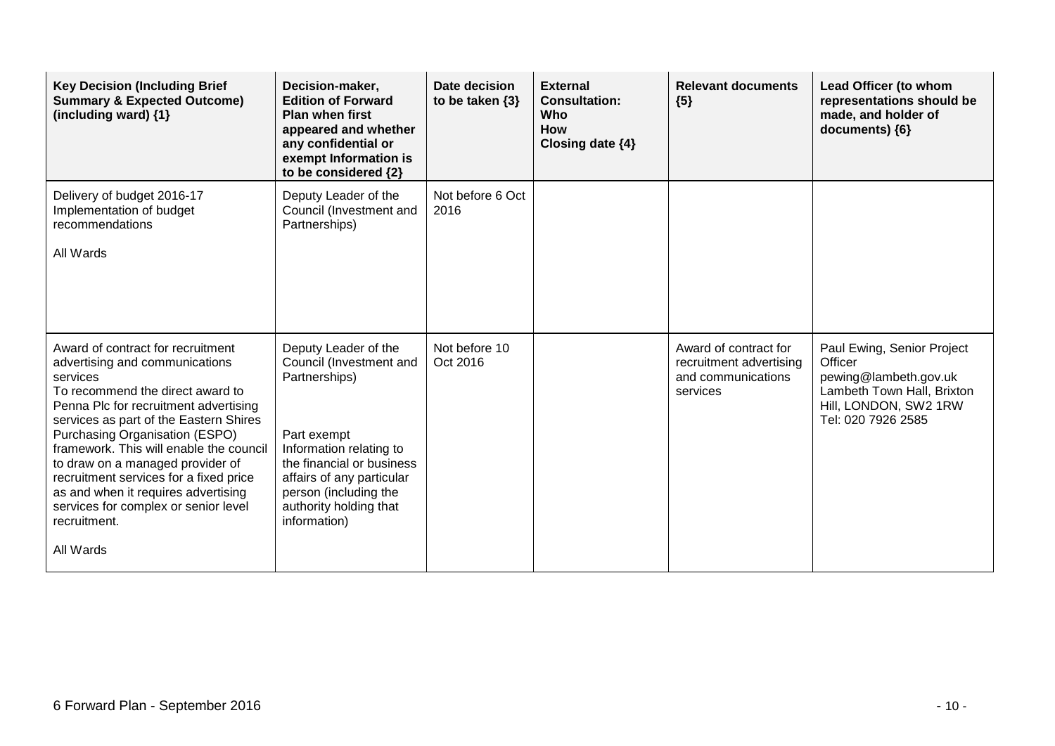| Key Decision (Including Brief Summary & Expected Outcome) (including ward) {1} | Decision-maker, Edition of Forward Plan when first appeared and whether any confidential or exempt Information is to be considered {2} | Date decision to be taken {3} | External Consultation: Who How Closing date {4} | Relevant documents {5} | Lead Officer (to whom representations should be made, and holder of documents) {6} |
|---|---|---|---|---|---|
| Delivery of budget 2016-17<br>Implementation of budget recommendations<br><br>All Wards | Deputy Leader of the Council (Investment and Partnerships) | Not before 6 Oct 2016 | | | |
| Award of contract for recruitment advertising and communications services<br>To recommend the direct award to Penna Plc for recruitment advertising services as part of the Eastern Shires Purchasing Organisation (ESPO) framework. This will enable the council to draw on a managed provider of recruitment services for a fixed price as and when it requires advertising services for complex or senior level recruitment.<br><br>All Wards | Deputy Leader of the Council (Investment and Partnerships)<br><br>Part exempt Information relating to the financial or business affairs of any particular person (including the authority holding that information) | Not before 10 Oct 2016 | | Award of contract for recruitment advertising and communications services | Paul Ewing, Senior Project Officer<br>pewing@lambeth.gov.uk<br>Lambeth Town Hall, Brixton Hill, LONDON, SW2 1RW<br>Tel: 020 7926 2585 |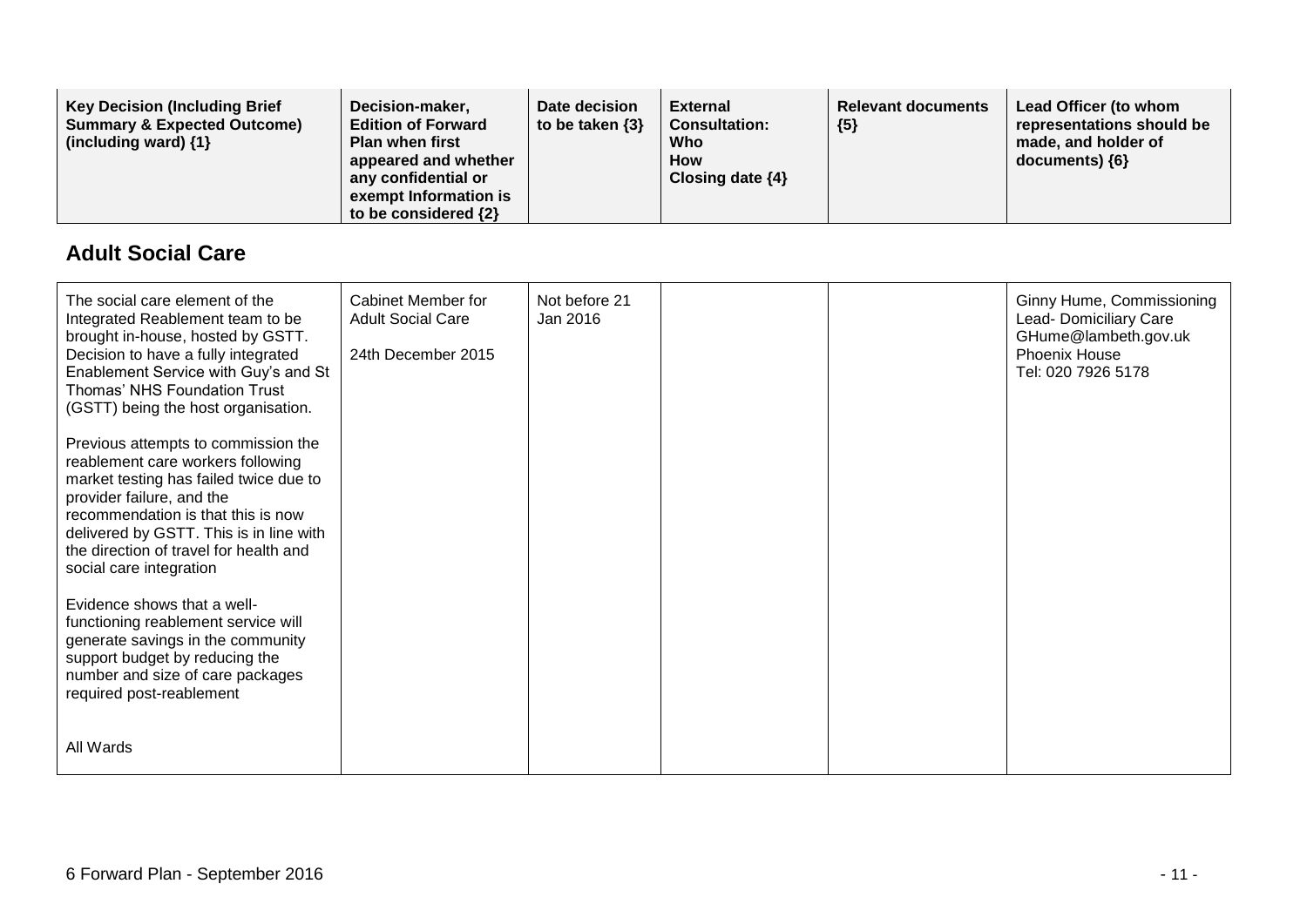| Key Decision (Including Brief Summary & Expected Outcome) (including ward) {1} | Decision-maker, Edition of Forward Plan when first appeared and whether any confidential or exempt Information is to be considered {2} | Date decision to be taken {3} | External Consultation: Who How Closing date {4} | Relevant documents {5} | Lead Officer (to whom representations should be made, and holder of documents) {6} |
|---|---|---|---|---|---|

## Adult Social Care

| Key Decision (Including Brief Summary & Expected Outcome) (including ward) {1} | Decision-maker, Edition of Forward Plan when first appeared and whether any confidential or exempt Information is to be considered {2} | Date decision to be taken {3} | External Consultation: Who How Closing date {4} | Relevant documents {5} | Lead Officer (to whom representations should be made, and holder of documents) {6} |
|---|---|---|---|---|---|
| The social care element of the Integrated Reablement team to be brought in-house, hosted by GSTT. Decision to have a fully integrated Enablement Service with Guy's and St Thomas' NHS Foundation Trust (GSTT) being the host organisation.<br><br>Previous attempts to commission the reablement care workers following market testing has failed twice due to provider failure, and the recommendation is that this is now delivered by GSTT. This is in line with the direction of travel for health and social care integration<br><br>Evidence shows that a well-functioning reablement service will generate savings in the community support budget by reducing the number and size of care packages required post-reablement<br><br>All Wards | Cabinet Member for Adult Social Care<br><br>24th December 2015 | Not before 21 Jan 2016 | | | Ginny Hume, Commissioning Lead- Domiciliary Care GHume@lambeth.gov.uk Phoenix House Tel: 020 7926 5178 |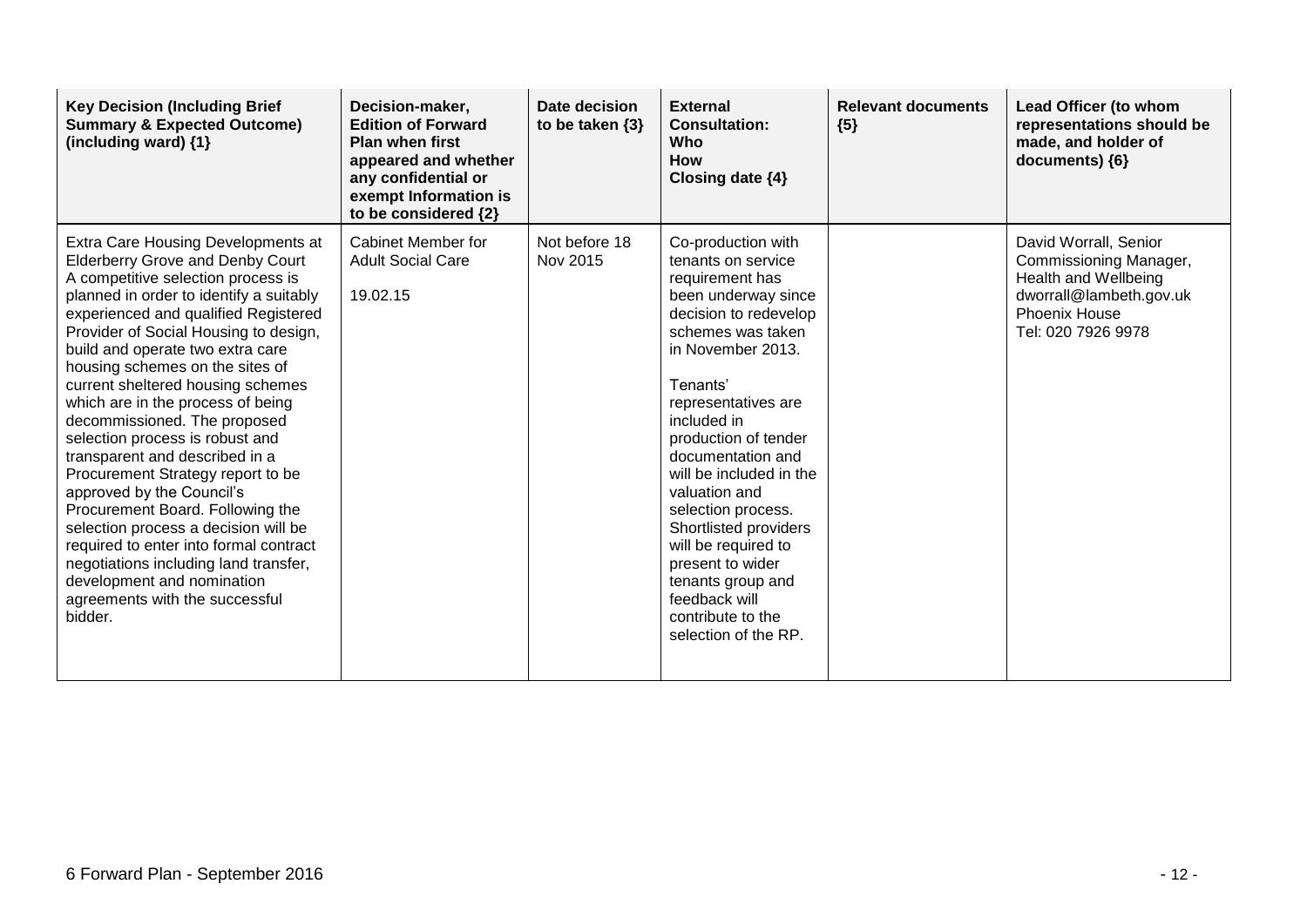| Key Decision (Including Brief Summary & Expected Outcome) (including ward) {1} | Decision-maker, Edition of Forward Plan when first appeared and whether any confidential or exempt Information is to be considered {2} | Date decision to be taken {3} | External Consultation: Who How Closing date {4} | Relevant documents {5} | Lead Officer (to whom representations should be made, and holder of documents) {6} |
|---|---|---|---|---|---|
| Extra Care Housing Developments at Elderberry Grove and Denby Court A competitive selection process is planned in order to identify a suitably experienced and qualified Registered Provider of Social Housing to design, build and operate two extra care housing schemes on the sites of current sheltered housing schemes which are in the process of being decommissioned. The proposed selection process is robust and transparent and described in a Procurement Strategy report to be approved by the Council's Procurement Board. Following the selection process a decision will be required to enter into formal contract negotiations including land transfer, development and nomination agreements with the successful bidder. | Cabinet Member for Adult Social Care<br><br>19.02.15 | Not before 18 Nov 2015 | Co-production with tenants on service requirement has been underway since decision to redevelop schemes was taken in November 2013.<br><br>Tenants' representatives are included in production of tender documentation and will be included in the valuation and selection process. Shortlisted providers will be required to present to wider tenants group and feedback will contribute to the selection of the RP. | | David Worrall, Senior Commissioning Manager, Health and Wellbeing dworrall@lambeth.gov.uk Phoenix House Tel: 020 7926 9978 |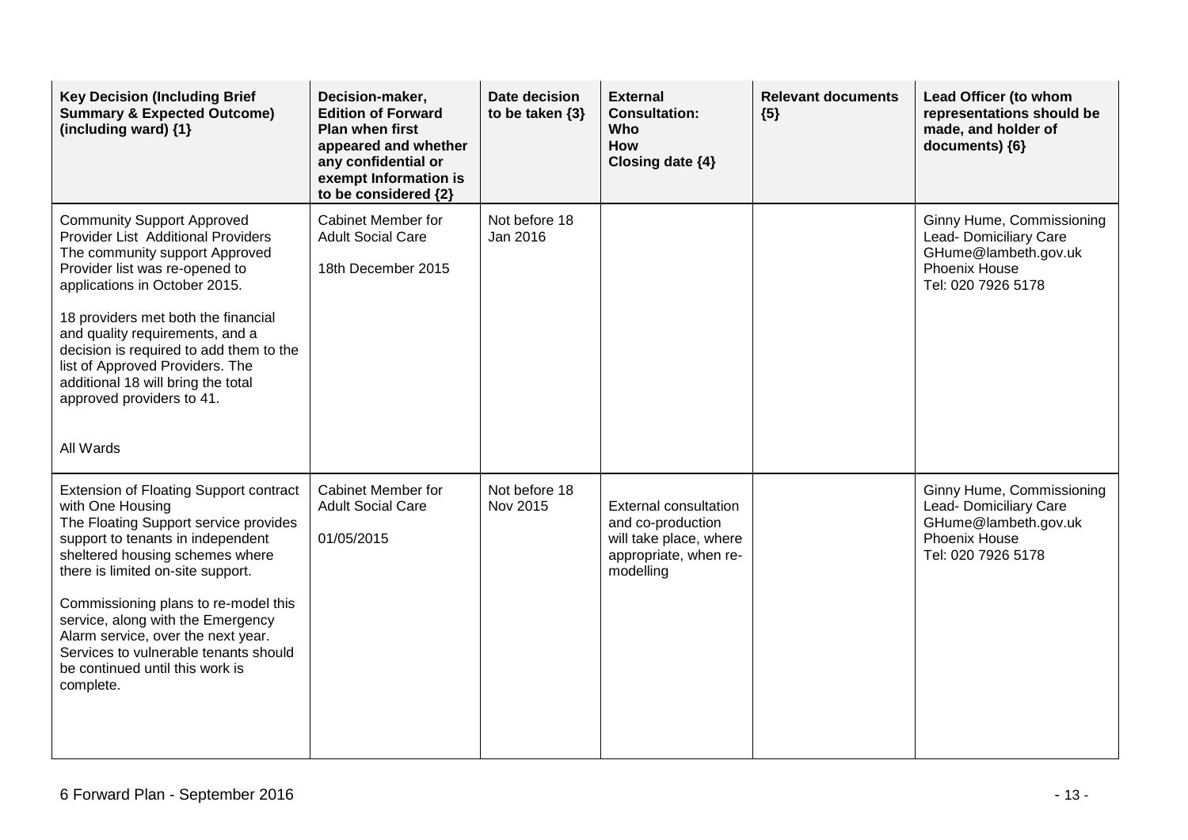| Key Decision (Including Brief Summary & Expected Outcome) (including ward) {1} | Decision-maker, Edition of Forward Plan when first appeared and whether any confidential or exempt Information is to be considered {2} | Date decision to be taken {3} | External Consultation: Who How Closing date {4} | Relevant documents {5} | Lead Officer (to whom representations should be made, and holder of documents) {6} |
|---|---|---|---|---|---|
| Community Support Approved Provider List Additional Providers<br>The community support Approved Provider list was re-opened to applications in October 2015.<br><br>18 providers met both the financial and quality requirements, and a decision is required to add them to the list of Approved Providers. The additional 18 will bring the total approved providers to 41.<br><br>All Wards | Cabinet Member for Adult Social Care<br><br>18th December 2015 | Not before 18 Jan 2016 | | | Ginny Hume, Commissioning Lead- Domiciliary Care<br>GHume@lambeth.gov.uk<br>Phoenix House<br>Tel: 020 7926 5178 |
| Extension of Floating Support contract with One Housing<br>The Floating Support service provides support to tenants in independent sheltered housing schemes where there is limited on-site support.<br><br>Commissioning plans to re-model this service, along with the Emergency Alarm service, over the next year. Services to vulnerable tenants should be continued until this work is complete. | Cabinet Member for Adult Social Care<br><br>01/05/2015 | Not before 18 Nov 2015 | External consultation and co-production will take place, where appropriate, when re-modelling | | Ginny Hume, Commissioning Lead- Domiciliary Care<br>GHume@lambeth.gov.uk<br>Phoenix House<br>Tel: 020 7926 5178 |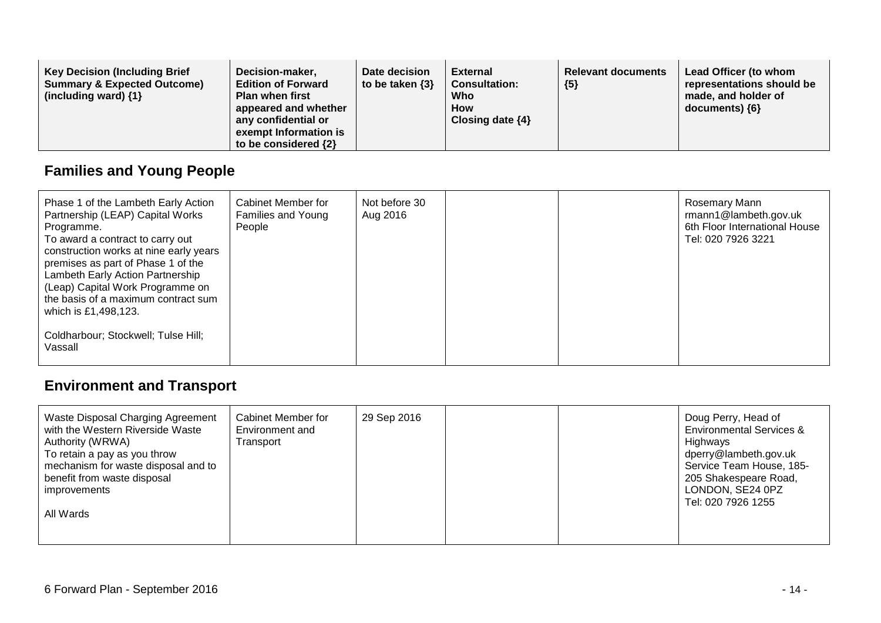| Key Decision (Including Brief Summary & Expected Outcome) (including ward) {1} | Decision-maker, Edition of Forward Plan when first appeared and whether any confidential or exempt Information is to be considered {2} | Date decision to be taken {3} | External Consultation: Who How Closing date {4} | Relevant documents {5} | Lead Officer (to whom representations should be made, and holder of documents) {6} |
|---|---|---|---|---|---|

## Families and Young People

| | | | | | |
|---|---|---|---|---|---|
| Phase 1 of the Lambeth Early Action Partnership (LEAP) Capital Works Programme.<br>To award a contract to carry out construction works at nine early years premises as part of Phase 1 of the Lambeth Early Action Partnership (Leap) Capital Work Programme on the basis of a maximum contract sum which is £1,498,123.<br><br>Coldharbour; Stockwell; Tulse Hill; Vassall | Cabinet Member for Families and Young People | Not before 30 Aug 2016 | | | Rosemary Mann<br>rmann1@lambeth.gov.uk<br>6th Floor International House<br>Tel: 020 7926 3221 |

## Environment and Transport

| | | | | | |
|---|---|---|---|---|---|
| Waste Disposal Charging Agreement with the Western Riverside Waste Authority (WRWA)<br>To retain a pay as you throw mechanism for waste disposal and to benefit from waste disposal improvements<br><br>All Wards | Cabinet Member for Environment and Transport | 29 Sep 2016 | | | Doug Perry, Head of Environmental Services & Highways<br>dperry@lambeth.gov.uk<br>Service Team House, 185-205 Shakespeare Road, LONDON, SE24 0PZ<br>Tel: 020 7926 1255 |

6 Forward Plan - September 2016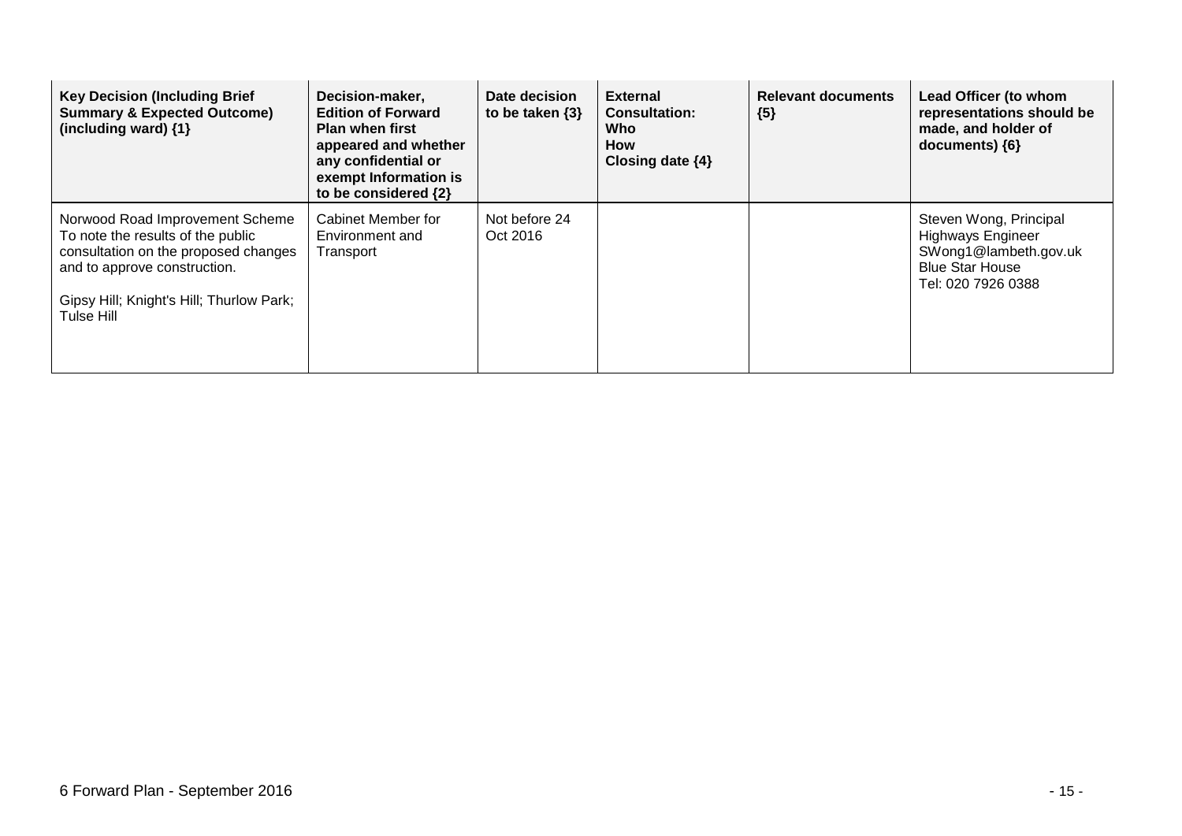| Key Decision (Including Brief Summary & Expected Outcome) (including ward) {1} | Decision-maker, Edition of Forward Plan when first appeared and whether any confidential or exempt Information is to be considered {2} | Date decision to be taken {3} | External Consultation: Who How Closing date {4} | Relevant documents {5} | Lead Officer (to whom representations should be made, and holder of documents) {6} |
|---|---|---|---|---|---|
| Norwood Road Improvement Scheme To note the results of the public consultation on the proposed changes and to approve construction.<br><br>Gipsy Hill; Knight's Hill; Thurlow Park; Tulse Hill | Cabinet Member for Environment and Transport | Not before 24 Oct 2016 | | | Steven Wong, Principal Highways Engineer SWong1@lambeth.gov.uk Blue Star House Tel: 020 7926 0388 |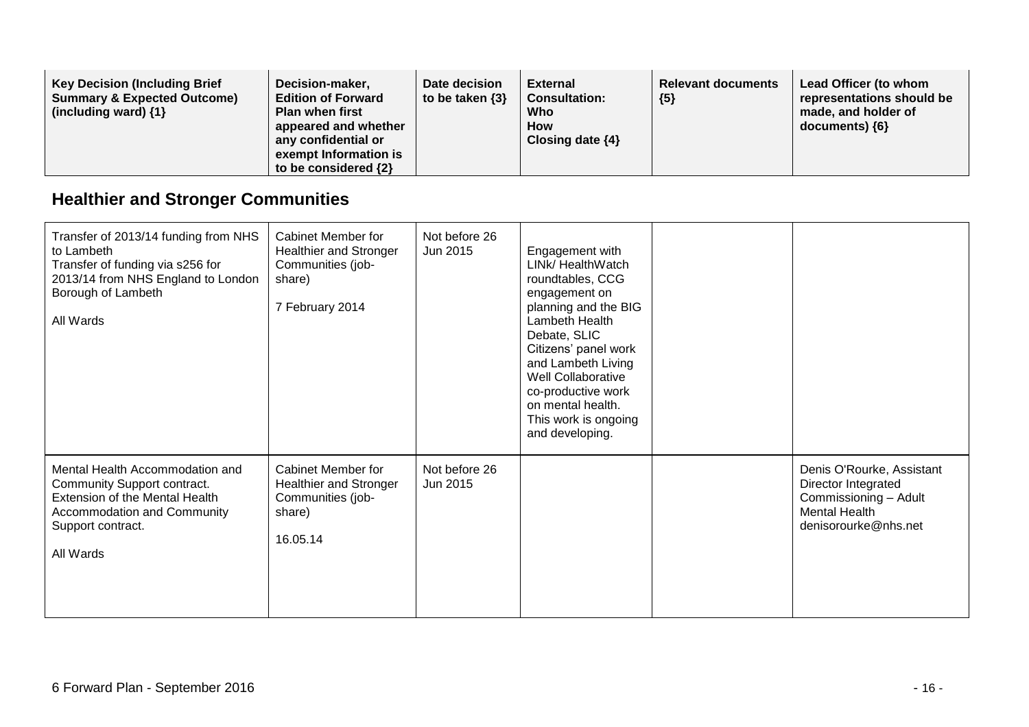| Key Decision (Including Brief Summary & Expected Outcome) (including ward) {1} | Decision-maker, Edition of Forward Plan when first appeared and whether any confidential or exempt Information is to be considered {2} | Date decision to be taken {3} | External Consultation: Who How Closing date {4} | Relevant documents {5} | Lead Officer (to whom representations should be made, and holder of documents) {6} |
|---|---|---|---|---|---|

## Healthier and Stronger Communities

| Key Decision (Including Brief Summary & Expected Outcome) (including ward) {1} | Decision-maker, Edition of Forward Plan when first appeared and whether any confidential or exempt Information is to be considered {2} | Date decision to be taken {3} | External Consultation: Who How Closing date {4} | Relevant documents {5} | Lead Officer (to whom representations should be made, and holder of documents) {6} |
|---|---|---|---|---|---|
| Transfer of 2013/14 funding from NHS to Lambeth<br>Transfer of funding via s256 for 2013/14 from NHS England to London Borough of Lambeth<br><br>All Wards | Cabinet Member for Healthier and Stronger Communities (job-share)<br><br>7 February 2014 | Not before 26 Jun 2015 | Engagement with LINk/ HealthWatch roundtables, CCG engagement on planning and the BIG Lambeth Health Debate, SLIC Citizens' panel work and Lambeth Living Well Collaborative co-productive work on mental health. This work is ongoing and developing. | | |
| Mental Health Accommodation and Community Support contract.<br>Extension of the Mental Health Accommodation and Community Support contract.<br><br>All Wards | Cabinet Member for Healthier and Stronger Communities (job-share)<br><br>16.05.14 | Not before 26 Jun 2015 | | | Denis O'Rourke, Assistant Director Integrated Commissioning – Adult Mental Health<br>denisorourke@nhs.net |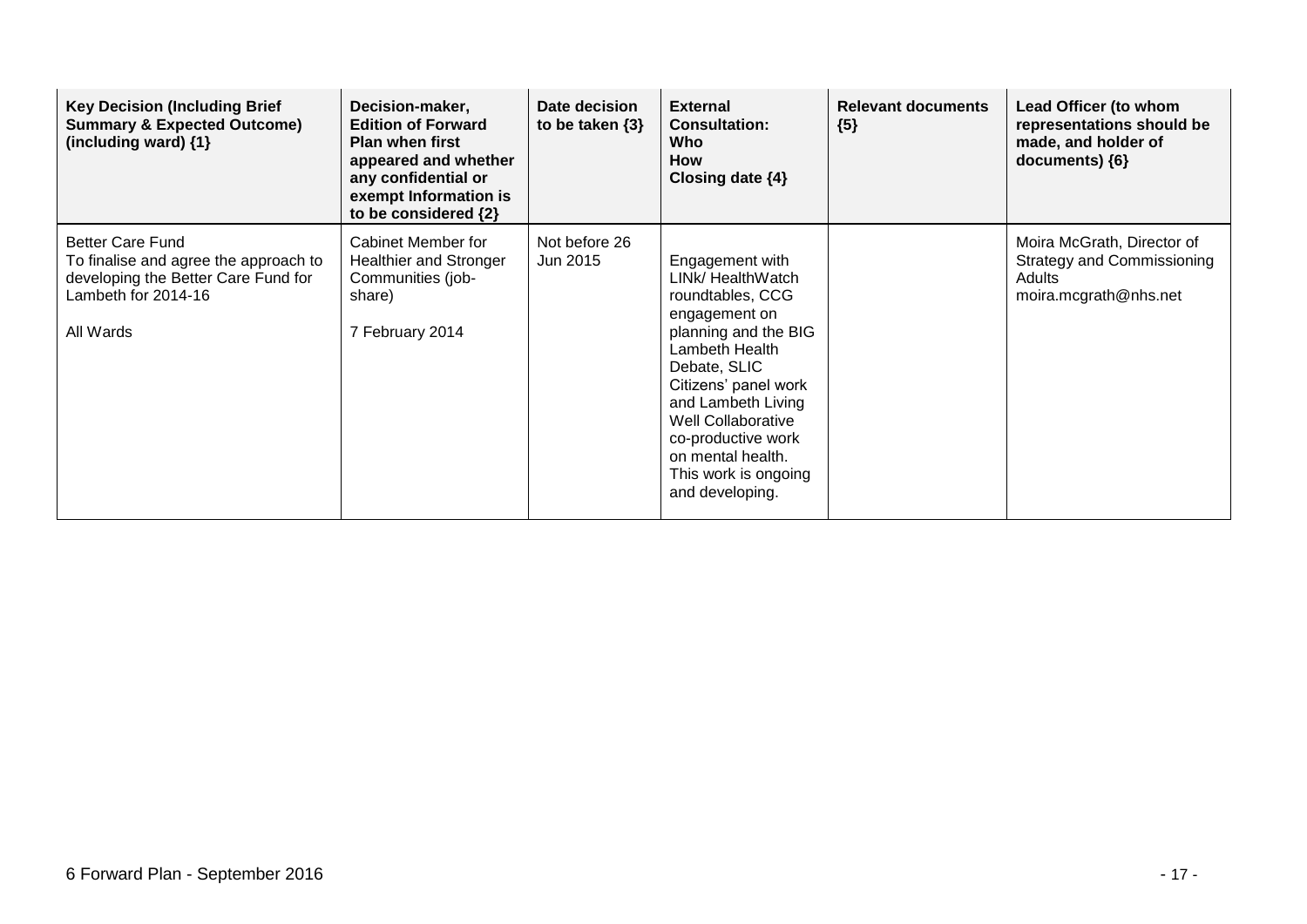| Key Decision (Including Brief Summary & Expected Outcome) (including ward) {1} | Decision-maker, Edition of Forward Plan when first appeared and whether any confidential or exempt Information is to be considered {2} | Date decision to be taken {3} | External Consultation: Who How Closing date {4} | Relevant documents {5} | Lead Officer (to whom representations should be made, and holder of documents) {6} |
|---|---|---|---|---|---|
| Better Care Fund<br>To finalise and agree the approach to developing the Better Care Fund for Lambeth for 2014-16<br><br>All Wards | Cabinet Member for Healthier and Stronger Communities (job-share)<br><br>7 February 2014 | Not before 26 Jun 2015 | Engagement with LINk/ HealthWatch roundtables, CCG engagement on planning and the BIG Lambeth Health Debate, SLIC Citizens' panel work and Lambeth Living Well Collaborative co-productive work on mental health. This work is ongoing and developing. | | Moira McGrath, Director of Strategy and Commissioning Adults<br>moira.mcgrath@nhs.net |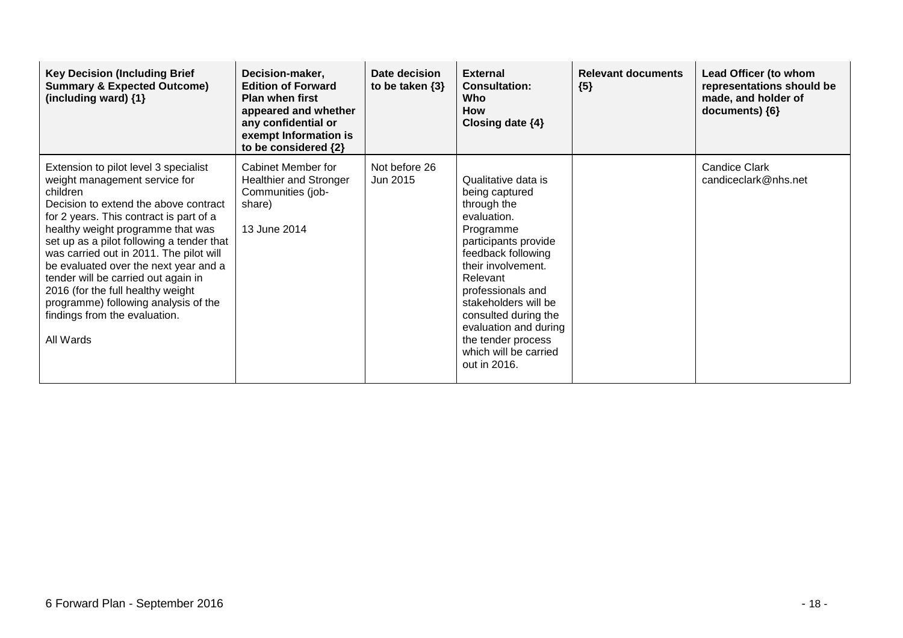| Key Decision (Including Brief Summary & Expected Outcome) (including ward) {1} | Decision-maker, Edition of Forward Plan when first appeared and whether any confidential or exempt Information is to be considered {2} | Date decision to be taken {3} | External Consultation: Who How Closing date {4} | Relevant documents {5} | Lead Officer (to whom representations should be made, and holder of documents) {6} |
|---|---|---|---|---|---|
| Extension to pilot level 3 specialist weight management service for children<br>Decision to extend the above contract for 2 years. This contract is part of a healthy weight programme that was set up as a pilot following a tender that was carried out in 2011. The pilot will be evaluated over the next year and a tender will be carried out again in 2016 (for the full healthy weight programme) following analysis of the findings from the evaluation.<br><br>All Wards | Cabinet Member for Healthier and Stronger Communities (job-share)<br><br>13 June 2014 | Not before 26 Jun 2015 | Qualitative data is being captured through the evaluation. Programme participants provide feedback following their involvement. Relevant professionals and stakeholders will be consulted during the evaluation and during the tender process which will be carried out in 2016. | | Candice Clark<br>candiceclark@nhs.net |

6 Forward Plan - September 2016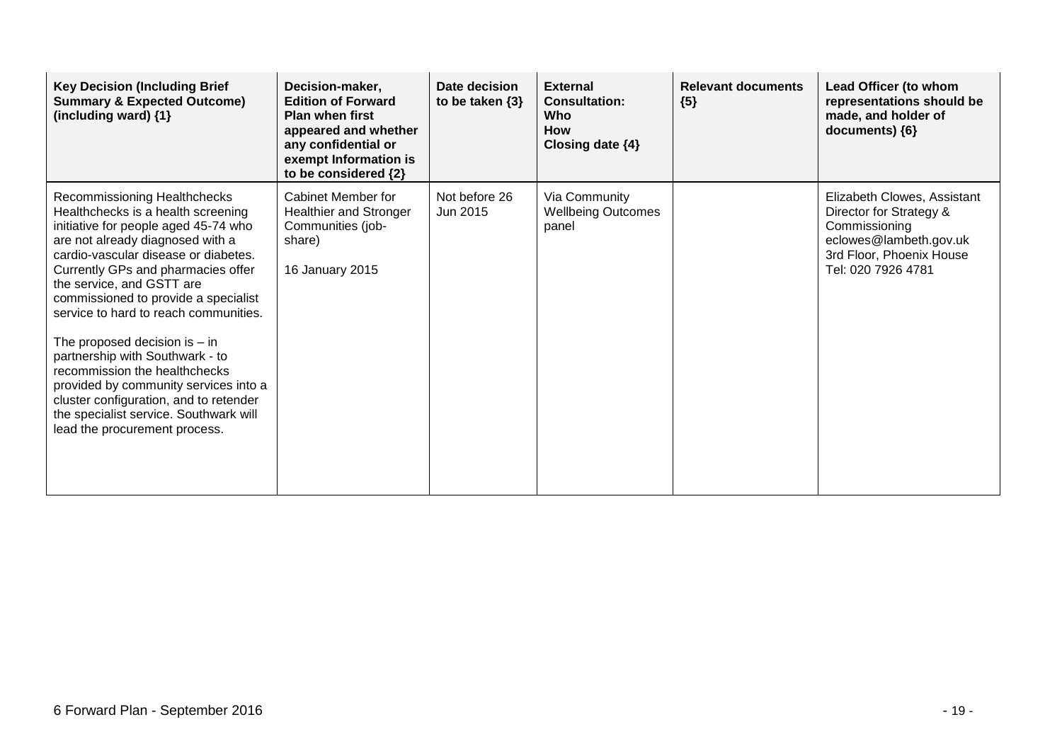| Key Decision (Including Brief Summary & Expected Outcome) (including ward) {1} | Decision-maker, Edition of Forward Plan when first appeared and whether any confidential or exempt Information is to be considered {2} | Date decision to be taken {3} | External Consultation: Who How Closing date {4} | Relevant documents {5} | Lead Officer (to whom representations should be made, and holder of documents) {6} |
|---|---|---|---|---|---|
| Recommissioning Healthchecks<br>Healthchecks is a health screening initiative for people aged 45-74 who are not already diagnosed with a cardio-vascular disease or diabetes. Currently GPs and pharmacies offer the service, and GSTT are commissioned to provide a specialist service to hard to reach communities.<br><br>The proposed decision is – in partnership with Southwark - to recommission the healthchecks provided by community services into a cluster configuration, and to retender the specialist service. Southwark will lead the procurement process. | Cabinet Member for Healthier and Stronger Communities (job-share)<br><br>16 January 2015 | Not before 26 Jun 2015 | Via Community Wellbeing Outcomes panel | | Elizabeth Clowes, Assistant Director for Strategy & Commissioning<br>eclowes@lambeth.gov.uk<br>3rd Floor, Phoenix House<br>Tel: 020 7926 4781 |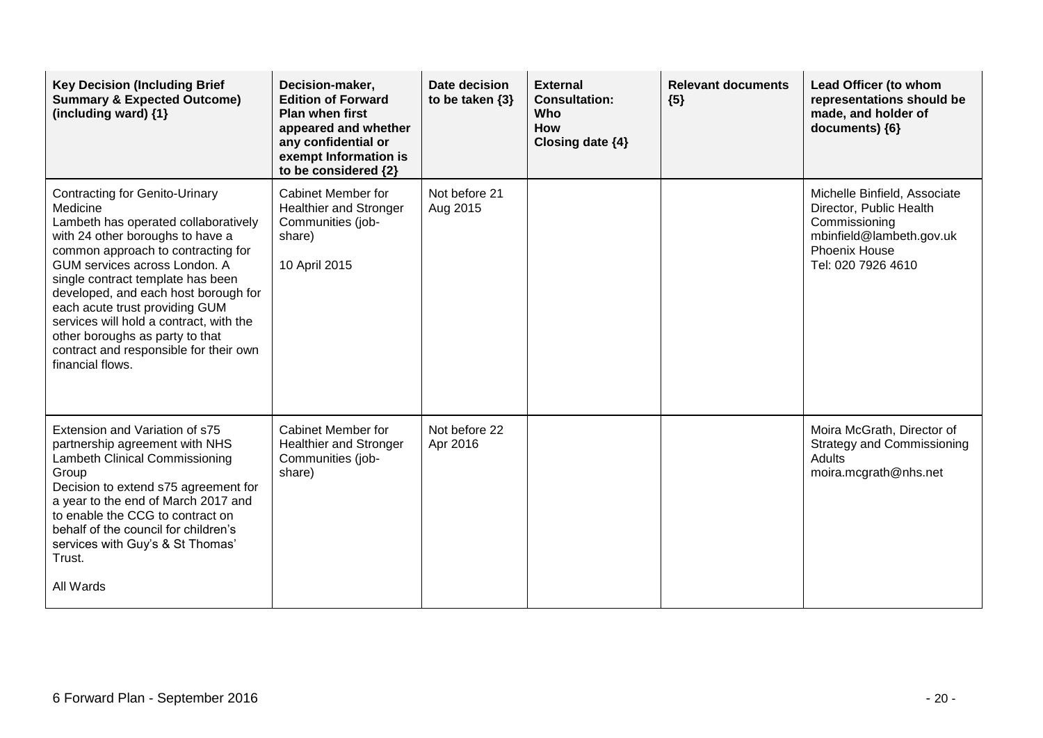| Key Decision (Including Brief Summary & Expected Outcome) (including ward) {1} | Decision-maker, Edition of Forward Plan when first appeared and whether any confidential or exempt Information is to be considered {2} | Date decision to be taken {3} | External Consultation: Who How Closing date {4} | Relevant documents {5} | Lead Officer (to whom representations should be made, and holder of documents) {6} |
|---|---|---|---|---|---|
| Contracting for Genito-Urinary Medicine<br>Lambeth has operated collaboratively with 24 other boroughs to have a common approach to contracting for GUM services across London. A single contract template has been developed, and each host borough for each acute trust providing GUM services will hold a contract, with the other boroughs as party to that contract and responsible for their own financial flows. | Cabinet Member for Healthier and Stronger Communities (job-share)<br><br>10 April 2015 | Not before 21 Aug 2015 | | | Michelle Binfield, Associate Director, Public Health Commissioning<br>mbinfield@lambeth.gov.uk<br>Phoenix House<br>Tel: 020 7926 4610 |
| Extension and Variation of s75 partnership agreement with NHS Lambeth Clinical Commissioning Group<br>Decision to extend s75 agreement for a year to the end of March 2017 and to enable the CCG to contract on behalf of the council for children's services with Guy's & St Thomas' Trust.<br><br>All Wards | Cabinet Member for Healthier and Stronger Communities (job-share) | Not before 22 Apr 2016 | | | Moira McGrath, Director of Strategy and Commissioning Adults<br>moira.mcgrath@nhs.net |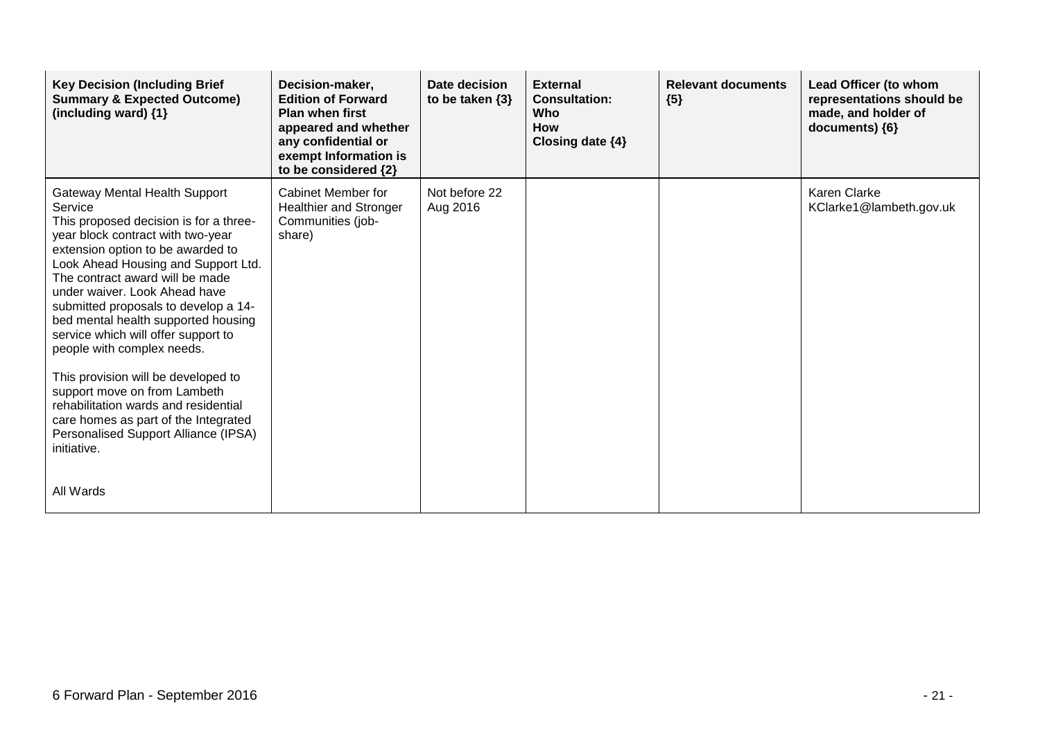| Key Decision (Including Brief Summary & Expected Outcome) (including ward) {1} | Decision-maker, Edition of Forward Plan when first appeared and whether any confidential or exempt Information is to be considered {2} | Date decision to be taken {3} | External Consultation: Who How Closing date {4} | Relevant documents {5} | Lead Officer (to whom representations should be made, and holder of documents) {6} |
|---|---|---|---|---|---|
| Gateway Mental Health Support Service<br>This proposed decision is for a three-year block contract with two-year extension option to be awarded to Look Ahead Housing and Support Ltd. The contract award will be made under waiver. Look Ahead have submitted proposals to develop a 14-bed mental health supported housing service which will offer support to people with complex needs.<br><br>This provision will be developed to support move on from Lambeth rehabilitation wards and residential care homes as part of the Integrated Personalised Support Alliance (IPSA) initiative.<br><br>All Wards | Cabinet Member for Healthier and Stronger Communities (job-share) | Not before 22 Aug 2016 | | | Karen Clarke<br>KClarke1@lambeth.gov.uk |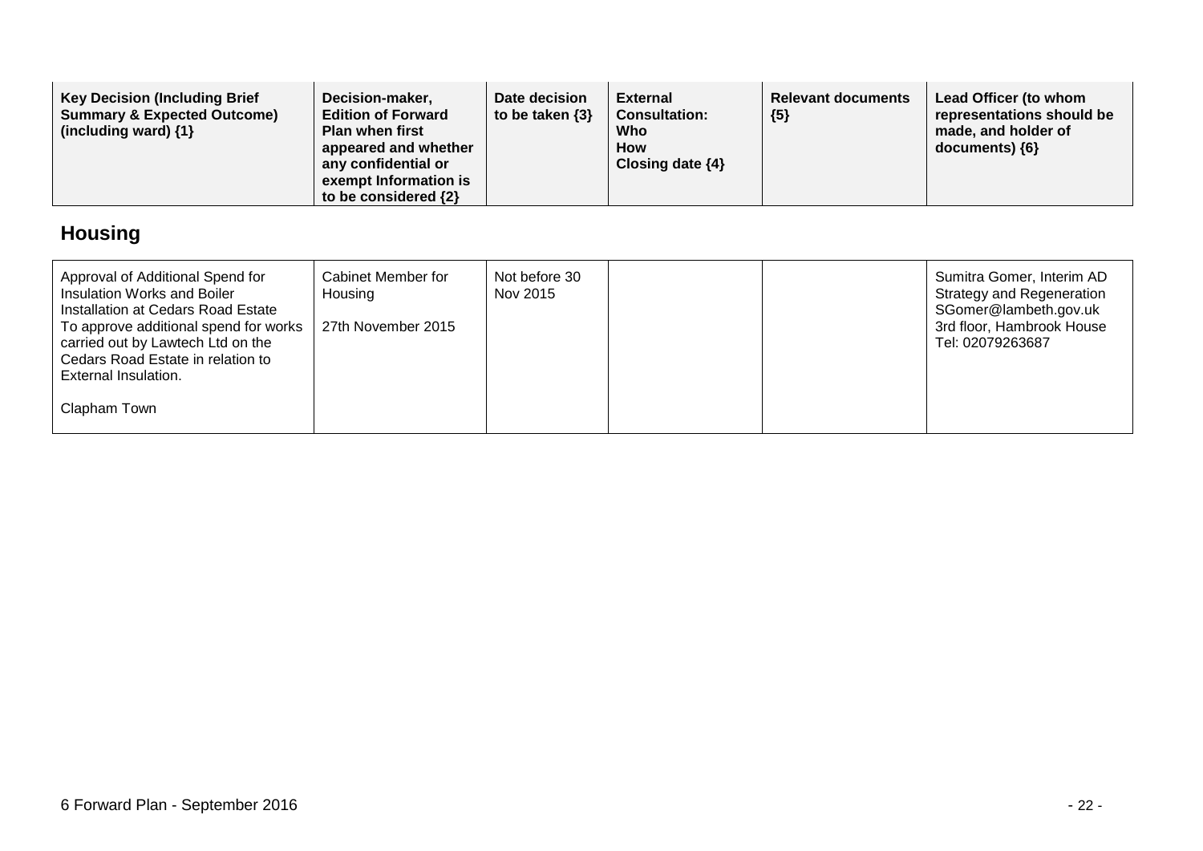| Key Decision (Including Brief Summary & Expected Outcome) (including ward) {1} | Decision-maker, Edition of Forward Plan when first appeared and whether any confidential or exempt Information is to be considered {2} | Date decision to be taken {3} | External Consultation: Who How Closing date {4} | Relevant documents {5} | Lead Officer (to whom representations should be made, and holder of documents) {6} |
|---|---|---|---|---|---|

## Housing

| Key Decision (Including Brief Summary & Expected Outcome) (including ward) {1} | Decision-maker, Edition of Forward Plan when first appeared and whether any confidential or exempt Information is to be considered {2} | Date decision to be taken {3} | External Consultation: Who How Closing date {4} | Relevant documents {5} | Lead Officer (to whom representations should be made, and holder of documents) {6} |
|---|---|---|---|---|---|
| Approval of Additional Spend for Insulation Works and Boiler Installation at Cedars Road Estate<br>To approve additional spend for works carried out by Lawtech Ltd on the Cedars Road Estate in relation to External Insulation.<br><br>Clapham Town | Cabinet Member for Housing<br><br>27th November 2015 | Not before 30 Nov 2015 | | | Sumitra Gomer, Interim AD Strategy and Regeneration<br>SGomer@lambeth.gov.uk<br>3rd floor, Hambrook House<br>Tel: 02079263687 |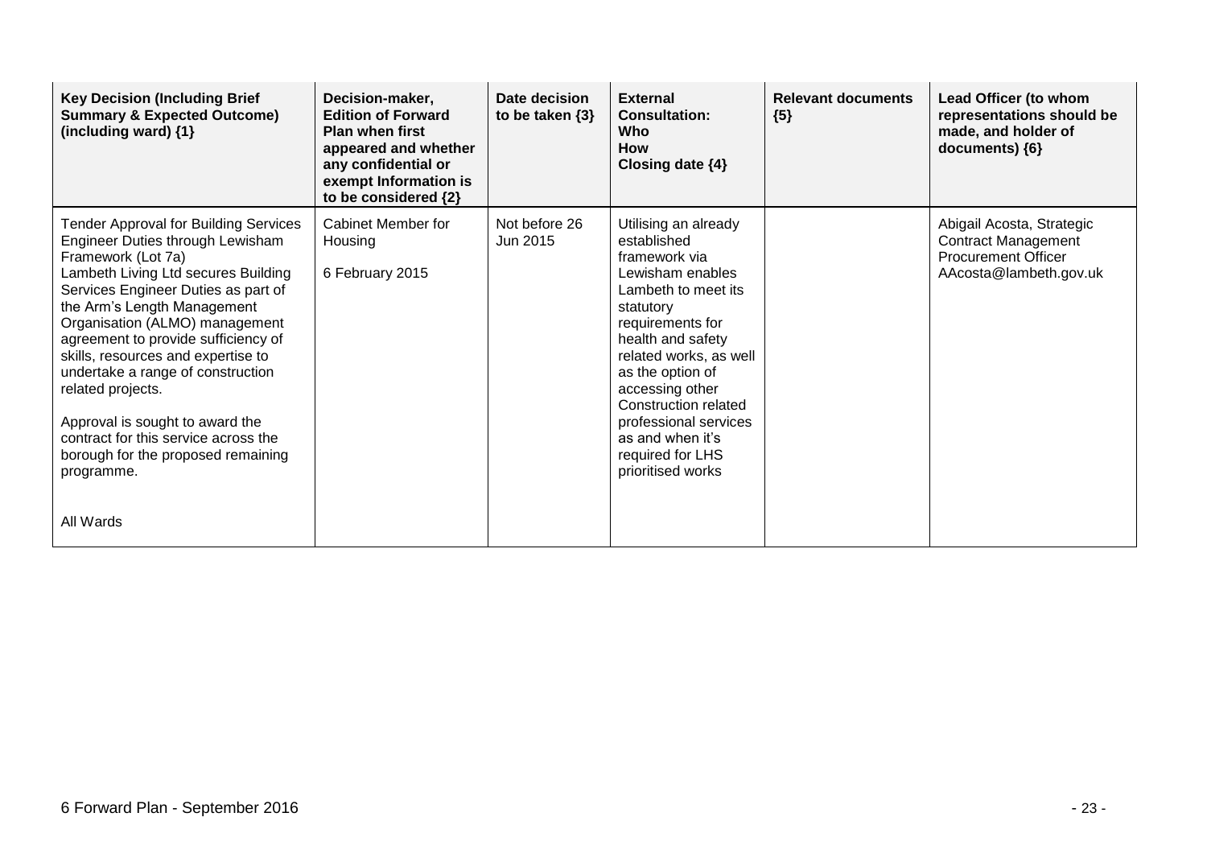| Key Decision (Including Brief Summary & Expected Outcome) (including ward) {1} | Decision-maker, Edition of Forward Plan when first appeared and whether any confidential or exempt Information is to be considered {2} | Date decision to be taken {3} | External Consultation: Who How Closing date {4} | Relevant documents {5} | Lead Officer (to whom representations should be made, and holder of documents) {6} |
|---|---|---|---|---|---|
| Tender Approval for Building Services Engineer Duties through Lewisham Framework (Lot 7a)<br>Lambeth Living Ltd secures Building Services Engineer Duties as part of the Arm's Length Management Organisation (ALMO) management agreement to provide sufficiency of skills, resources and expertise to undertake a range of construction related projects.<br><br>Approval is sought to award the contract for this service across the borough for the proposed remaining programme.<br><br>All Wards | Cabinet Member for Housing<br><br>6 February 2015 | Not before 26 Jun 2015 | Utilising an already established framework via Lewisham enables Lambeth to meet its statutory requirements for health and safety related works, as well as the option of accessing other Construction related professional services as and when it's required for LHS prioritised works | | Abigail Acosta, Strategic Contract Management Procurement Officer AAcosta@lambeth.gov.uk |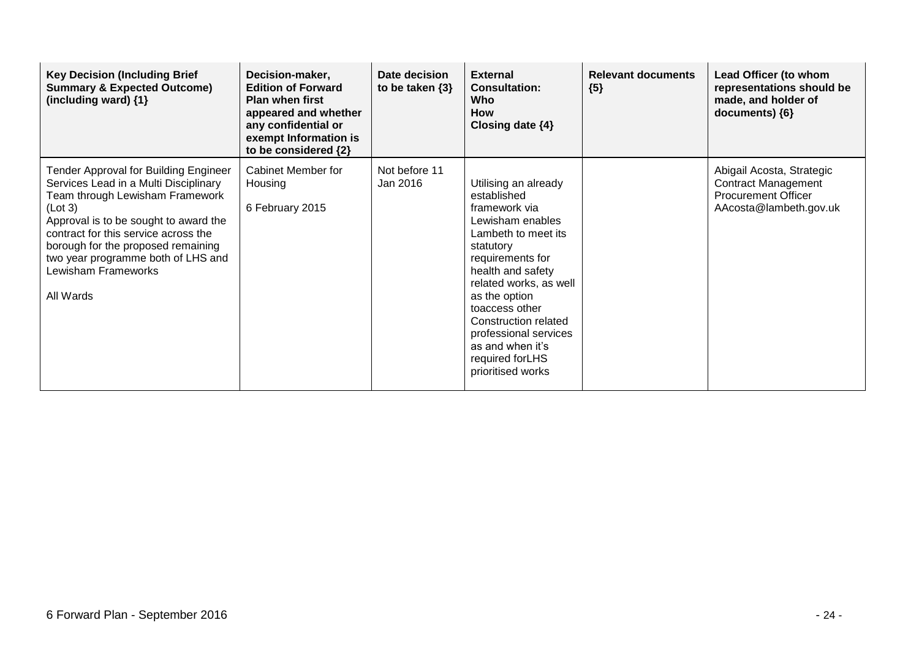| Key Decision (Including Brief Summary & Expected Outcome) (including ward) {1} | Decision-maker, Edition of Forward Plan when first appeared and whether any confidential or exempt Information is to be considered {2} | Date decision to be taken {3} | External Consultation: Who How Closing date {4} | Relevant documents {5} | Lead Officer (to whom representations should be made, and holder of documents) {6} |
|---|---|---|---|---|---|
| Tender Approval for Building Engineer Services Lead in a Multi Disciplinary Team through Lewisham Framework (Lot 3)<br>Approval is to be sought to award the contract for this service across the borough for the proposed remaining two year programme both of LHS and Lewisham Frameworks<br><br>All Wards | Cabinet Member for Housing<br><br>6 February 2015 | Not before 11 Jan 2016 | Utilising an already established framework via Lewisham enables Lambeth to meet its statutory requirements for health and safety related works, as well as the option toaccess other Construction related professional services as and when it's required forLHS prioritised works | | Abigail Acosta, Strategic Contract Management Procurement Officer AAcosta@lambeth.gov.uk |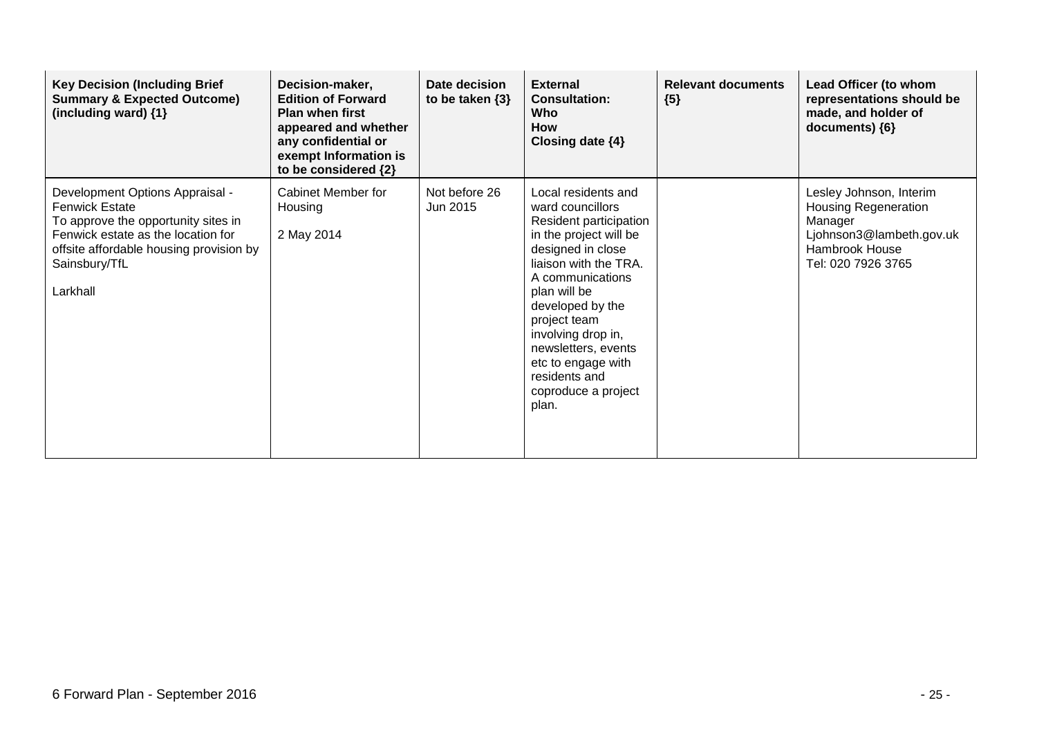| Key Decision (Including Brief Summary & Expected Outcome) (including ward) {1} | Decision-maker, Edition of Forward Plan when first appeared and whether any confidential or exempt Information is to be considered {2} | Date decision to be taken {3} | External Consultation: Who How Closing date {4} | Relevant documents {5} | Lead Officer (to whom representations should be made, and holder of documents) {6} |
|---|---|---|---|---|---|
| Development Options Appraisal - Fenwick Estate<br>To approve the opportunity sites in Fenwick estate as the location for offsite affordable housing provision by Sainsbury/TfL<br><br>Larkhall | Cabinet Member for Housing<br><br>2 May 2014 | Not before 26 Jun 2015 | Local residents and ward councillors<br>Resident participation in the project will be designed in close liaison with the TRA. A communications plan will be developed by the project team involving drop in, newsletters, events etc to engage with residents and coproduce a project plan. | | Lesley Johnson, Interim Housing Regeneration Manager<br>Ljohnson3@lambeth.gov.uk<br>Hambrook House<br>Tel: 020 7926 3765 |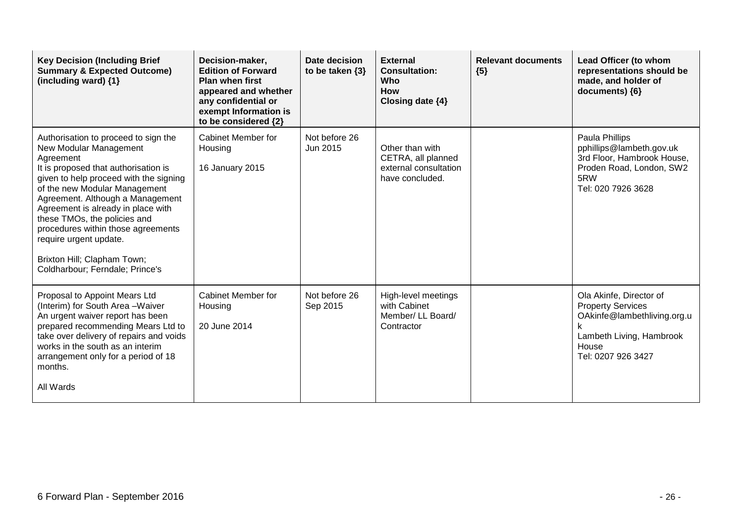| Key Decision (Including Brief Summary & Expected Outcome) (including ward) {1} | Decision-maker, Edition of Forward Plan when first appeared and whether any confidential or exempt Information is to be considered {2} | Date decision to be taken {3} | External Consultation: Who How Closing date {4} | Relevant documents {5} | Lead Officer (to whom representations should be made, and holder of documents) {6} |
|---|---|---|---|---|---|
| Authorisation to proceed to sign the New Modular Management Agreement<br>It is proposed that authorisation is given to help proceed with the signing of the new Modular Management Agreement. Although a Management Agreement is already in place with these TMOs, the policies and procedures within those agreements require urgent update.<br><br>Brixton Hill; Clapham Town; Coldharbour; Ferndale; Prince's | Cabinet Member for Housing<br><br>16 January 2015 | Not before 26 Jun 2015 | Other than with CETRA, all planned external consultation have concluded. | | Paula Phillips<br>pphillips@lambeth.gov.uk<br>3rd Floor, Hambrook House, Proden Road, London, SW2 5RW<br>Tel: 020 7926 3628 |
| Proposal to Appoint Mears Ltd (Interim) for South Area –Waiver<br>An urgent waiver report has been prepared recommending Mears Ltd to take over delivery of repairs and voids works in the south as an interim arrangement only for a period of 18 months.<br><br>All Wards | Cabinet Member for Housing<br><br>20 June 2014 | Not before 26 Sep 2015 | High-level meetings with Cabinet Member/ LL Board/ Contractor | | Ola Akinfe, Director of Property Services<br>OAkinfe@lambethliving.org.uk<br>Lambeth Living, Hambrook House<br>Tel: 0207 926 3427 |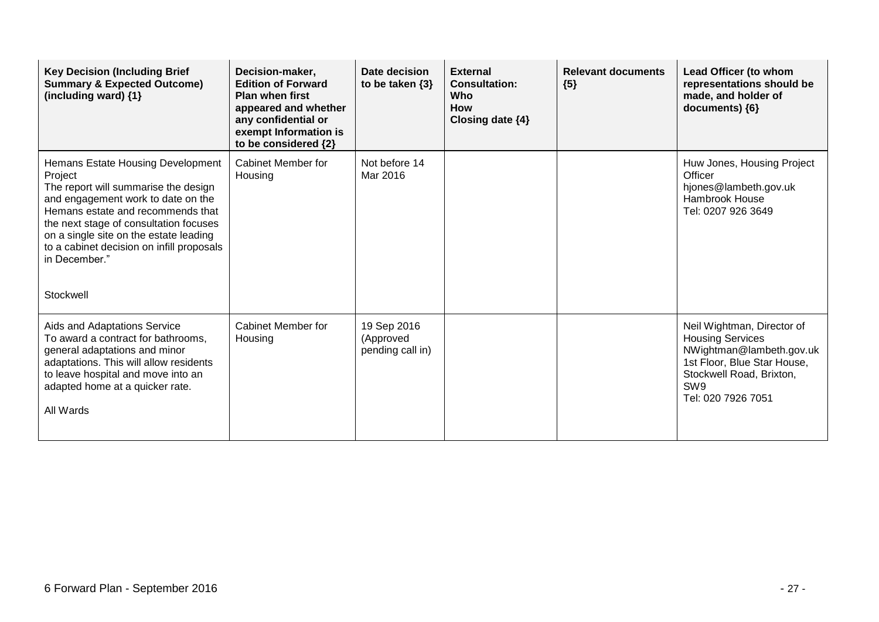| Key Decision (Including Brief Summary & Expected Outcome) (including ward) {1} | Decision-maker, Edition of Forward Plan when first appeared and whether any confidential or exempt Information is to be considered {2} | Date decision to be taken {3} | External Consultation: Who How Closing date {4} | Relevant documents {5} | Lead Officer (to whom representations should be made, and holder of documents) {6} |
|---|---|---|---|---|---|
| Hemans Estate Housing Development Project<br>The report will summarise the design and engagement work to date on the Hemans estate and recommends that the next stage of consultation focuses on a single site on the estate leading to a cabinet decision on infill proposals in December."<br><br>Stockwell | Cabinet Member for Housing | Not before 14 Mar 2016 | | | Huw Jones, Housing Project Officer<br>hjones@lambeth.gov.uk<br>Hambrook House<br>Tel: 0207 926 3649 |
| Aids and Adaptations Service<br>To award a contract for bathrooms, general adaptations and minor adaptations. This will allow residents to leave hospital and move into an adapted home at a quicker rate.<br><br>All Wards | Cabinet Member for Housing | 19 Sep 2016 (Approved pending call in) | | | Neil Wightman, Director of Housing Services<br>NWightman@lambeth.gov.uk<br>1st Floor, Blue Star House, Stockwell Road, Brixton, SW9<br>Tel: 020 7926 7051 |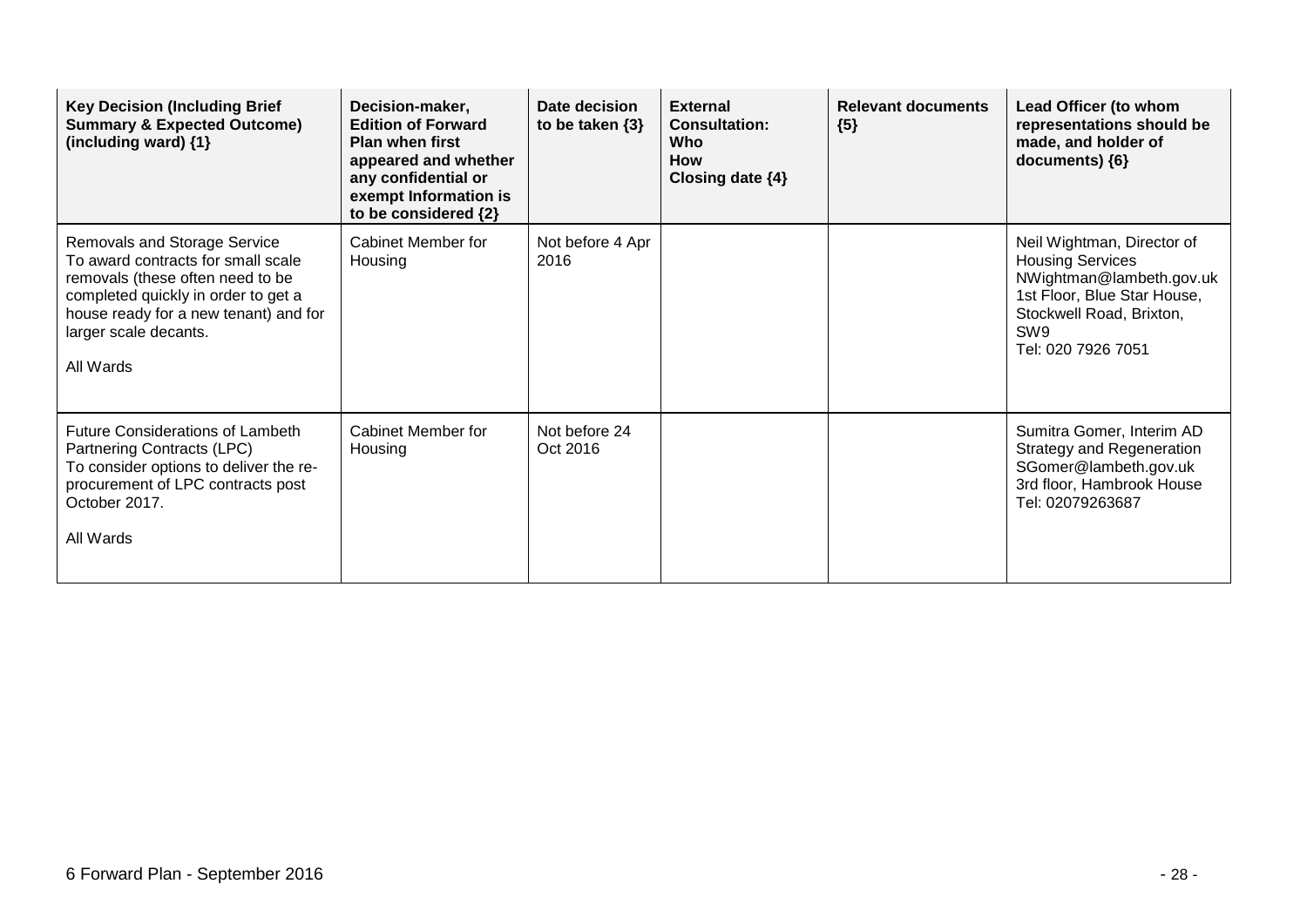| Key Decision (Including Brief Summary & Expected Outcome) (including ward) {1} | Decision-maker, Edition of Forward Plan when first appeared and whether any confidential or exempt Information is to be considered {2} | Date decision to be taken {3} | External Consultation: Who How Closing date {4} | Relevant documents {5} | Lead Officer (to whom representations should be made, and holder of documents) {6} |
|---|---|---|---|---|---|
| Removals and Storage Service<br>To award contracts for small scale removals (these often need to be completed quickly in order to get a house ready for a new tenant) and for larger scale decants.<br><br>All Wards | Cabinet Member for Housing | Not before 4 Apr 2016 | | | Neil Wightman, Director of Housing Services<br>NWightman@lambeth.gov.uk<br>1st Floor, Blue Star House, Stockwell Road, Brixton, SW9<br>Tel: 020 7926 7051 |
| Future Considerations of Lambeth Partnering Contracts (LPC)<br>To consider options to deliver the re-procurement of LPC contracts post October 2017.<br><br>All Wards | Cabinet Member for Housing | Not before 24 Oct 2016 | | | Sumitra Gomer, Interim AD Strategy and Regeneration<br>SGomer@lambeth.gov.uk<br>3rd floor, Hambrook House<br>Tel: 02079263687 |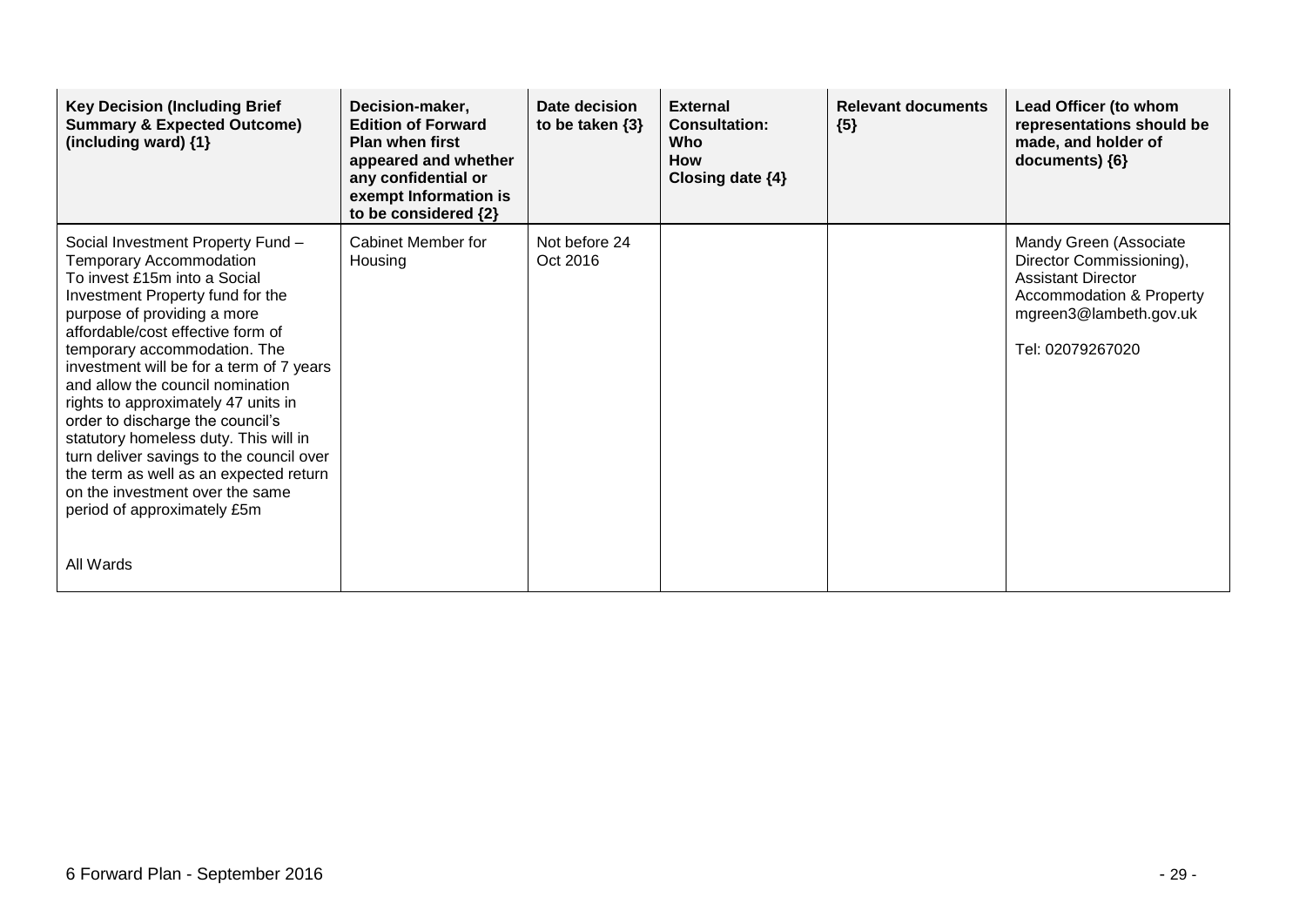| Key Decision (Including Brief Summary & Expected Outcome) (including ward) {1} | Decision-maker, Edition of Forward Plan when first appeared and whether any confidential or exempt Information is to be considered {2} | Date decision to be taken {3} | External Consultation: Who How Closing date {4} | Relevant documents {5} | Lead Officer (to whom representations should be made, and holder of documents) {6} |
|---|---|---|---|---|---|
| Social Investment Property Fund – Temporary Accommodation<br>To invest £15m into a Social Investment Property fund for the purpose of providing a more affordable/cost effective form of temporary accommodation. The investment will be for a term of 7 years and allow the council nomination rights to approximately 47 units in order to discharge the council's statutory homeless duty. This will in turn deliver savings to the council over the term as well as an expected return on the investment over the same period of approximately £5m<br><br>All Wards | Cabinet Member for Housing | Not before 24 Oct 2016 | | | Mandy Green (Associate Director Commissioning), Assistant Director Accommodation & Property mgreen3@lambeth.gov.uk<br><br>Tel: 02079267020 |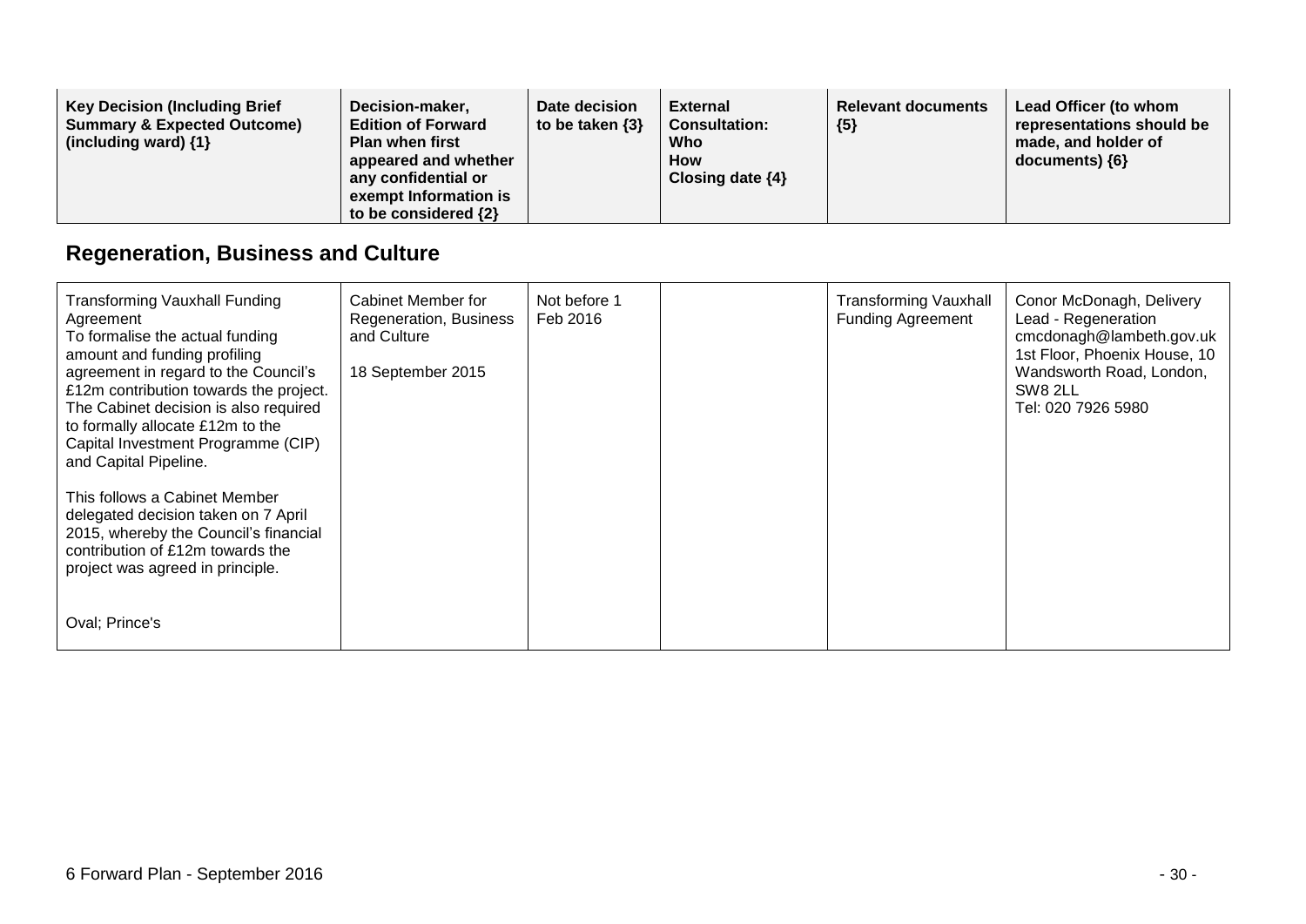| Key Decision (Including Brief Summary & Expected Outcome) (including ward) {1} | Decision-maker, Edition of Forward Plan when first appeared and whether any confidential or exempt Information is to be considered {2} | Date decision to be taken {3} | External Consultation: Who How Closing date {4} | Relevant documents {5} | Lead Officer (to whom representations should be made, and holder of documents) {6} |
|---|---|---|---|---|---|

## Regeneration, Business and Culture

| | | | | | |
|---|---|---|---|---|---|
| Transforming Vauxhall Funding Agreement<br>To formalise the actual funding amount and funding profiling agreement in regard to the Council's £12m contribution towards the project. The Cabinet decision is also required to formally allocate £12m to the Capital Investment Programme (CIP) and Capital Pipeline.<br><br>This follows a Cabinet Member delegated decision taken on 7 April 2015, whereby the Council's financial contribution of £12m towards the project was agreed in principle.<br><br>Oval; Prince's | Cabinet Member for Regeneration, Business and Culture<br><br>18 September 2015 | Not before 1 Feb 2016 | | Transforming Vauxhall Funding Agreement | Conor McDonagh, Delivery Lead - Regeneration<br>cmcdonagh@lambeth.gov.uk<br>1st Floor, Phoenix House, 10 Wandsworth Road, London, SW8 2LL<br>Tel: 020 7926 5980 |

6 Forward Plan - September 2016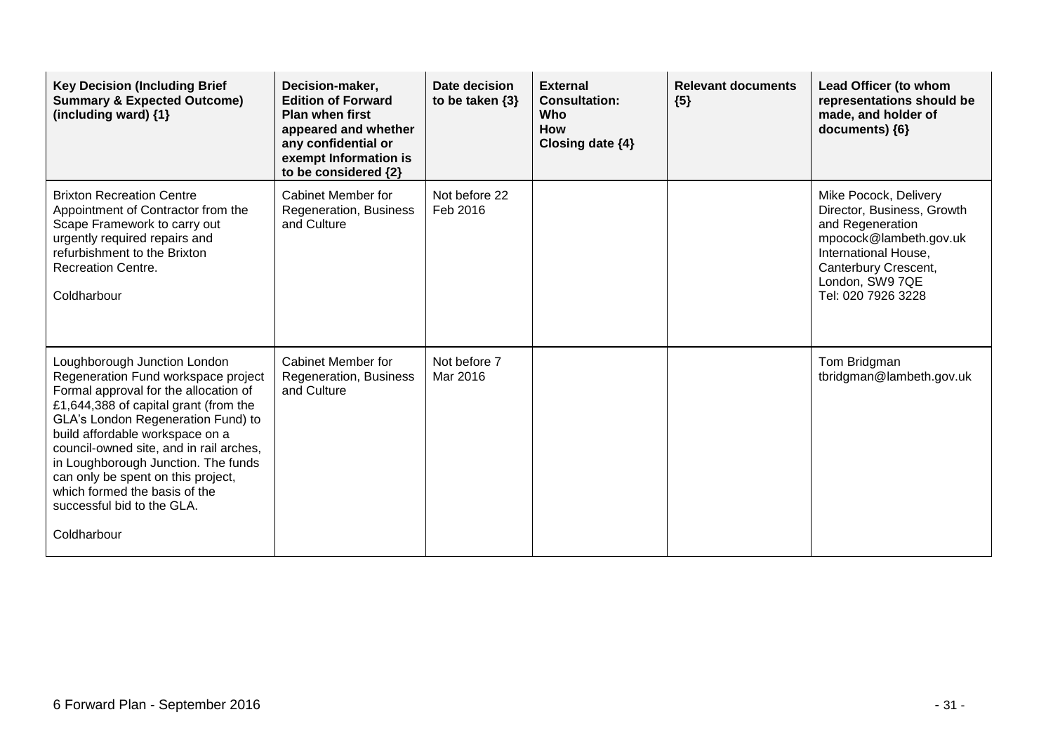| Key Decision (Including Brief Summary & Expected Outcome) (including ward) {1} | Decision-maker, Edition of Forward Plan when first appeared and whether any confidential or exempt Information is to be considered {2} | Date decision to be taken {3} | External Consultation: Who How Closing date {4} | Relevant documents {5} | Lead Officer (to whom representations should be made, and holder of documents) {6} |
|---|---|---|---|---|---|
| Brixton Recreation Centre Appointment of Contractor from the Scape Framework to carry out urgently required repairs and refurbishment to the Brixton Recreation Centre.<br><br>Coldharbour | Cabinet Member for Regeneration, Business and Culture | Not before 22 Feb 2016 | | | Mike Pocock, Delivery Director, Business, Growth and Regeneration mpocock@lambeth.gov.uk International House, Canterbury Crescent, London, SW9 7QE Tel: 020 7926 3228 |
| Loughborough Junction London Regeneration Fund workspace project Formal approval for the allocation of £1,644,388 of capital grant (from the GLA's London Regeneration Fund) to build affordable workspace on a council-owned site, and in rail arches, in Loughborough Junction. The funds can only be spent on this project, which formed the basis of the successful bid to the GLA.<br><br>Coldharbour | Cabinet Member for Regeneration, Business and Culture | Not before 7 Mar 2016 | | | Tom Bridgman tbridgman@lambeth.gov.uk |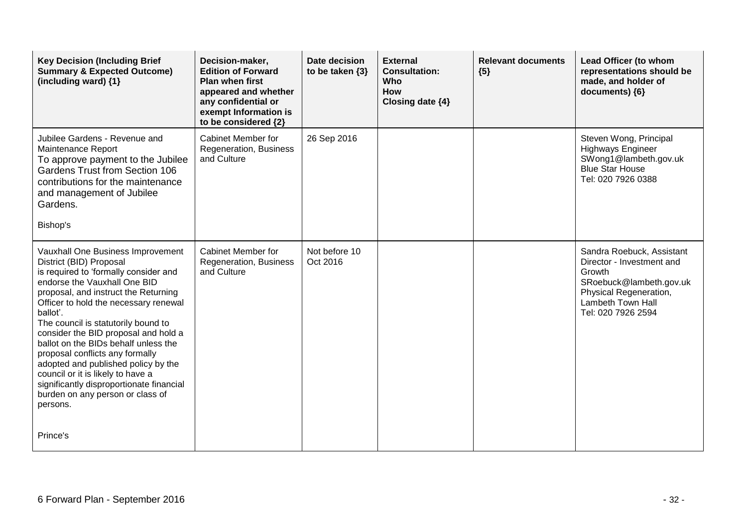| Key Decision (Including Brief Summary & Expected Outcome) (including ward) {1} | Decision-maker, Edition of Forward Plan when first appeared and whether any confidential or exempt Information is to be considered {2} | Date decision to be taken {3} | External Consultation: Who How Closing date {4} | Relevant documents {5} | Lead Officer (to whom representations should be made, and holder of documents) {6} |
|---|---|---|---|---|---|
| Jubilee Gardens - Revenue and Maintenance Report<br>To approve payment to the Jubilee Gardens Trust from Section 106 contributions for the maintenance and management of Jubilee Gardens.<br><br>Bishop's | Cabinet Member for Regeneration, Business and Culture | 26 Sep 2016 | | | Steven Wong, Principal Highways Engineer<br>SWong1@lambeth.gov.uk<br>Blue Star House<br>Tel: 020 7926 0388 |
| Vauxhall One Business Improvement District (BID) Proposal<br>is required to 'formally consider and endorse the Vauxhall One BID proposal, and instruct the Returning Officer to hold the necessary renewal ballot'.<br>The council is statutorily bound to consider the BID proposal and hold a ballot on the BIDs behalf unless the proposal conflicts any formally adopted and published policy by the council or it is likely to have a significantly disproportionate financial burden on any person or class of persons.<br><br>Prince's | Cabinet Member for Regeneration, Business and Culture | Not before 10 Oct 2016 | | | Sandra Roebuck, Assistant Director - Investment and Growth<br>SRoebuck@lambeth.gov.uk<br>Physical Regeneration, Lambeth Town Hall<br>Tel: 020 7926 2594 |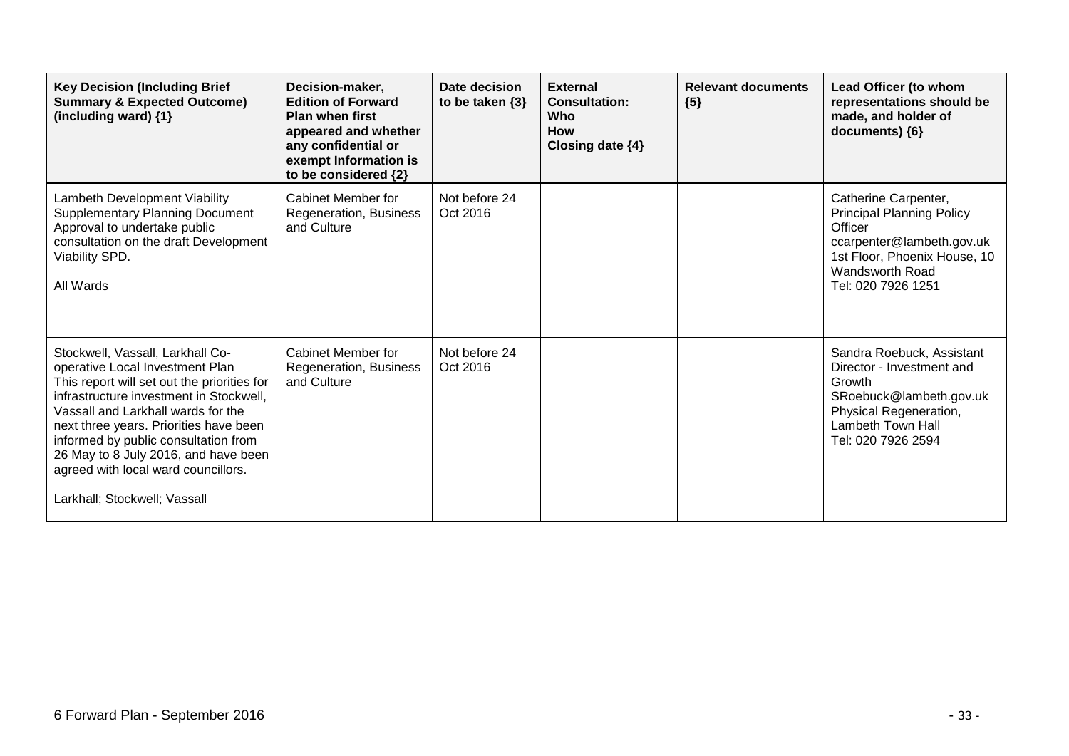| Key Decision (Including Brief Summary & Expected Outcome) (including ward) {1} | Decision-maker, Edition of Forward Plan when first appeared and whether any confidential or exempt Information is to be considered {2} | Date decision to be taken {3} | External Consultation: Who How Closing date {4} | Relevant documents {5} | Lead Officer (to whom representations should be made, and holder of documents) {6} |
|---|---|---|---|---|---|
| Lambeth Development Viability Supplementary Planning Document Approval to undertake public consultation on the draft Development Viability SPD.<br><br>All Wards | Cabinet Member for Regeneration, Business and Culture | Not before 24 Oct 2016 | | | Catherine Carpenter, Principal Planning Policy Officer ccarpenter@lambeth.gov.uk 1st Floor, Phoenix House, 10 Wandsworth Road Tel: 020 7926 1251 |
| Stockwell, Vassall, Larkhall Co-operative Local Investment Plan This report will set out the priorities for infrastructure investment in Stockwell, Vassall and Larkhall wards for the next three years. Priorities have been informed by public consultation from 26 May to 8 July 2016, and have been agreed with local ward councillors.<br><br>Larkhall; Stockwell; Vassall | Cabinet Member for Regeneration, Business and Culture | Not before 24 Oct 2016 | | | Sandra Roebuck, Assistant Director - Investment and Growth SRoebuck@lambeth.gov.uk Physical Regeneration, Lambeth Town Hall Tel: 020 7926 2594 |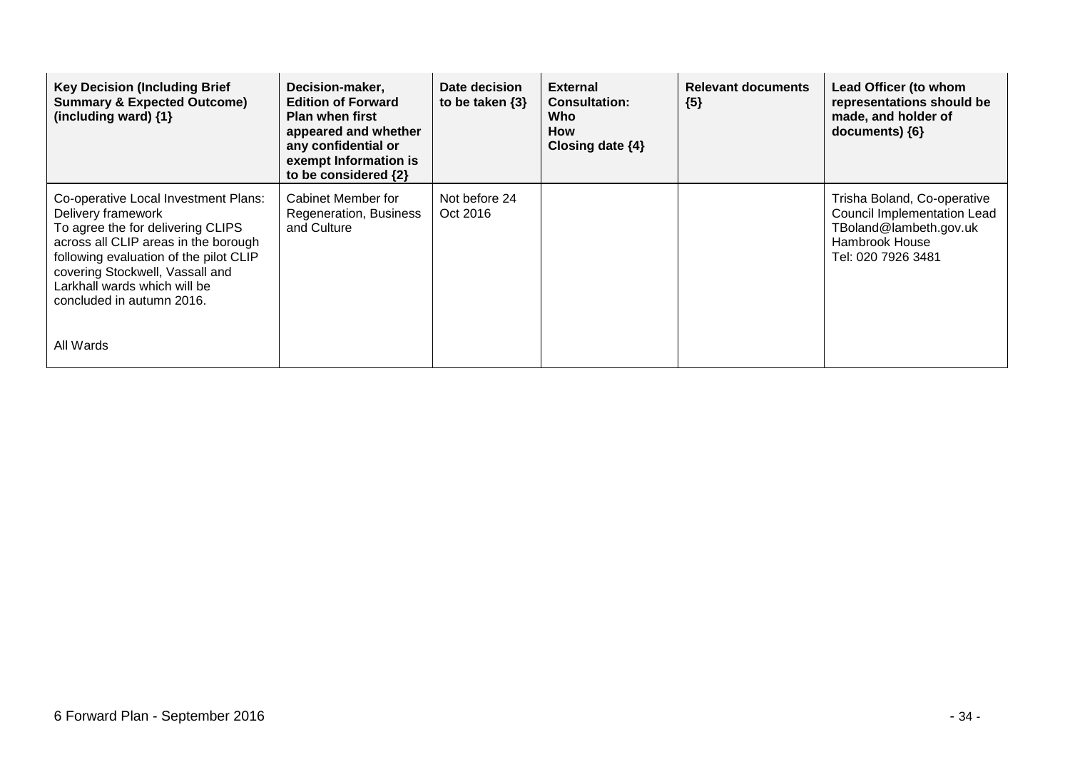| Key Decision (Including Brief Summary & Expected Outcome) (including ward) {1} | Decision-maker, Edition of Forward Plan when first appeared and whether any confidential or exempt Information is to be considered {2} | Date decision to be taken {3} | External Consultation: Who How Closing date {4} | Relevant documents {5} | Lead Officer (to whom representations should be made, and holder of documents) {6} |
|---|---|---|---|---|---|
| Co-operative Local Investment Plans: Delivery framework<br>To agree the for delivering CLIPS across all CLIP areas in the borough following evaluation of the pilot CLIP covering Stockwell, Vassall and Larkhall wards which will be concluded in autumn 2016.<br><br>All Wards | Cabinet Member for Regeneration, Business and Culture | Not before 24 Oct 2016 | | | Trisha Boland, Co-operative Council Implementation Lead<br>TBoland@lambeth.gov.uk<br>Hambrook House<br>Tel: 020 7926 3481 |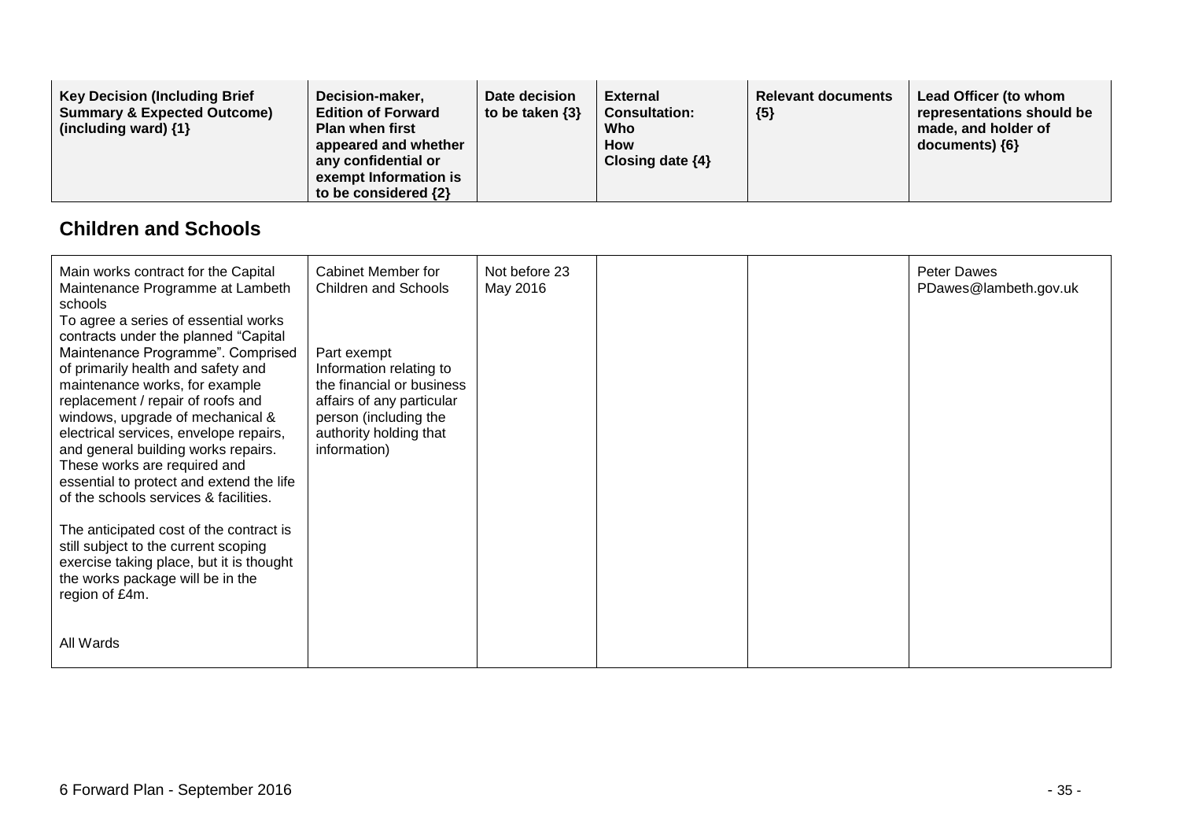| Key Decision (Including Brief Summary & Expected Outcome) (including ward) {1} | Decision-maker, Edition of Forward Plan when first appeared and whether any confidential or exempt Information is to be considered {2} | Date decision to be taken {3} | External Consultation: Who How Closing date {4} | Relevant documents {5} | Lead Officer (to whom representations should be made, and holder of documents) {6} |
|---|---|---|---|---|---|

## Children and Schools

| Key Decision | Decision-maker | Date decision | External Consultation | Relevant documents | Lead Officer |
|---|---|---|---|---|---|
| Main works contract for the Capital Maintenance Programme at Lambeth schools<br>To agree a series of essential works contracts under the planned "Capital Maintenance Programme". Comprised of primarily health and safety and maintenance works, for example replacement / repair of roofs and windows, upgrade of mechanical & electrical services, envelope repairs, and general building works repairs. These works are required and essential to protect and extend the life of the schools services & facilities.<br><br>The anticipated cost of the contract is still subject to the current scoping exercise taking place, but it is thought the works package will be in the region of £4m.<br><br>All Wards | Cabinet Member for Children and Schools<br><br>Part exempt Information relating to the financial or business affairs of any particular person (including the authority holding that information) | Not before 23 May 2016 | | | Peter Dawes PDawes@lambeth.gov.uk |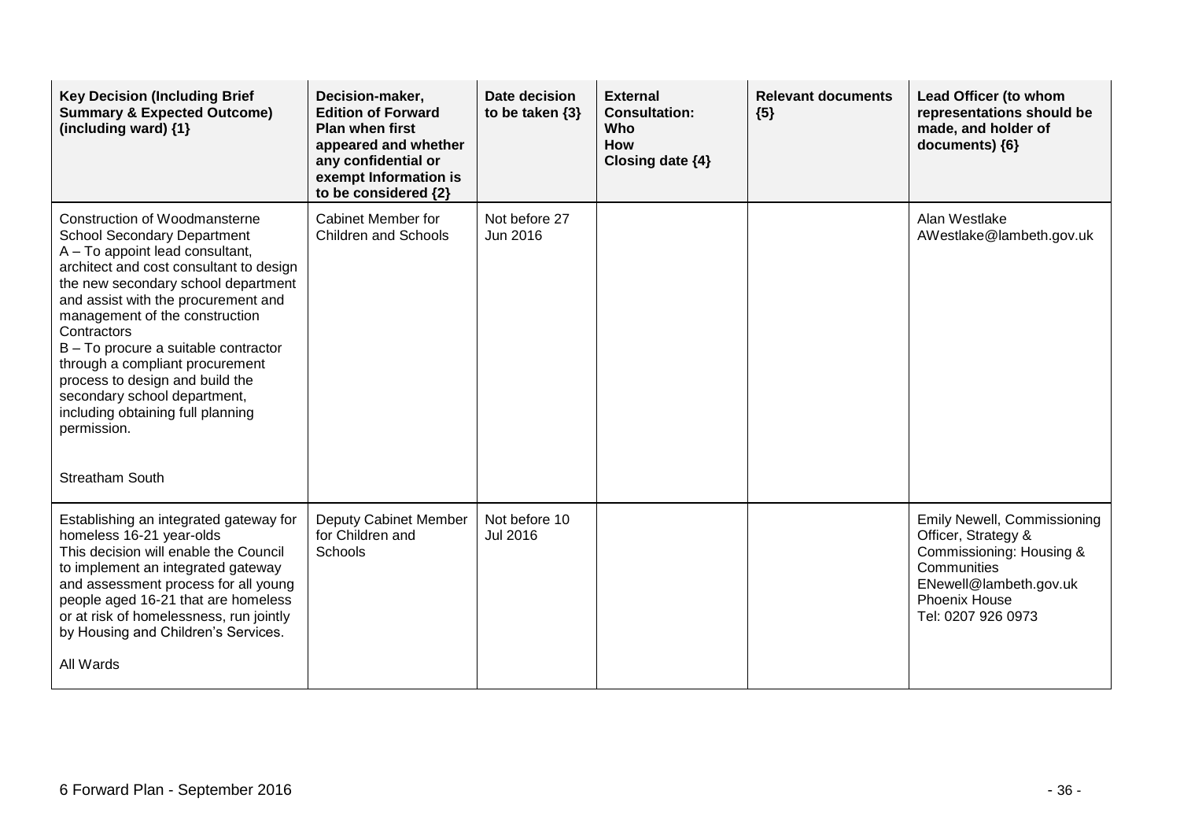| Key Decision (Including Brief Summary & Expected Outcome) (including ward) {1} | Decision-maker, Edition of Forward Plan when first appeared and whether any confidential or exempt Information is to be considered {2} | Date decision to be taken {3} | External Consultation: Who How Closing date {4} | Relevant documents {5} | Lead Officer (to whom representations should be made, and holder of documents) {6} |
|---|---|---|---|---|---|
| Construction of Woodmansterne School Secondary Department<br>A – To appoint lead consultant, architect and cost consultant to design the new secondary school department and assist with the procurement and management of the construction Contractors<br>B – To procure a suitable contractor through a compliant procurement process to design and build the secondary school department, including obtaining full planning permission.<br><br>Streatham South | Cabinet Member for Children and Schools | Not before 27 Jun 2016 | | | Alan Westlake<br>AWestlake@lambeth.gov.uk |
| Establishing an integrated gateway for homeless 16-21 year-olds<br>This decision will enable the Council to implement an integrated gateway and assessment process for all young people aged 16-21 that are homeless or at risk of homelessness, run jointly by Housing and Children's Services.<br><br>All Wards | Deputy Cabinet Member for Children and Schools | Not before 10 Jul 2016 | | | Emily Newell, Commissioning Officer, Strategy & Commissioning: Housing & Communities<br>ENewell@lambeth.gov.uk<br>Phoenix House<br>Tel: 0207 926 0973 |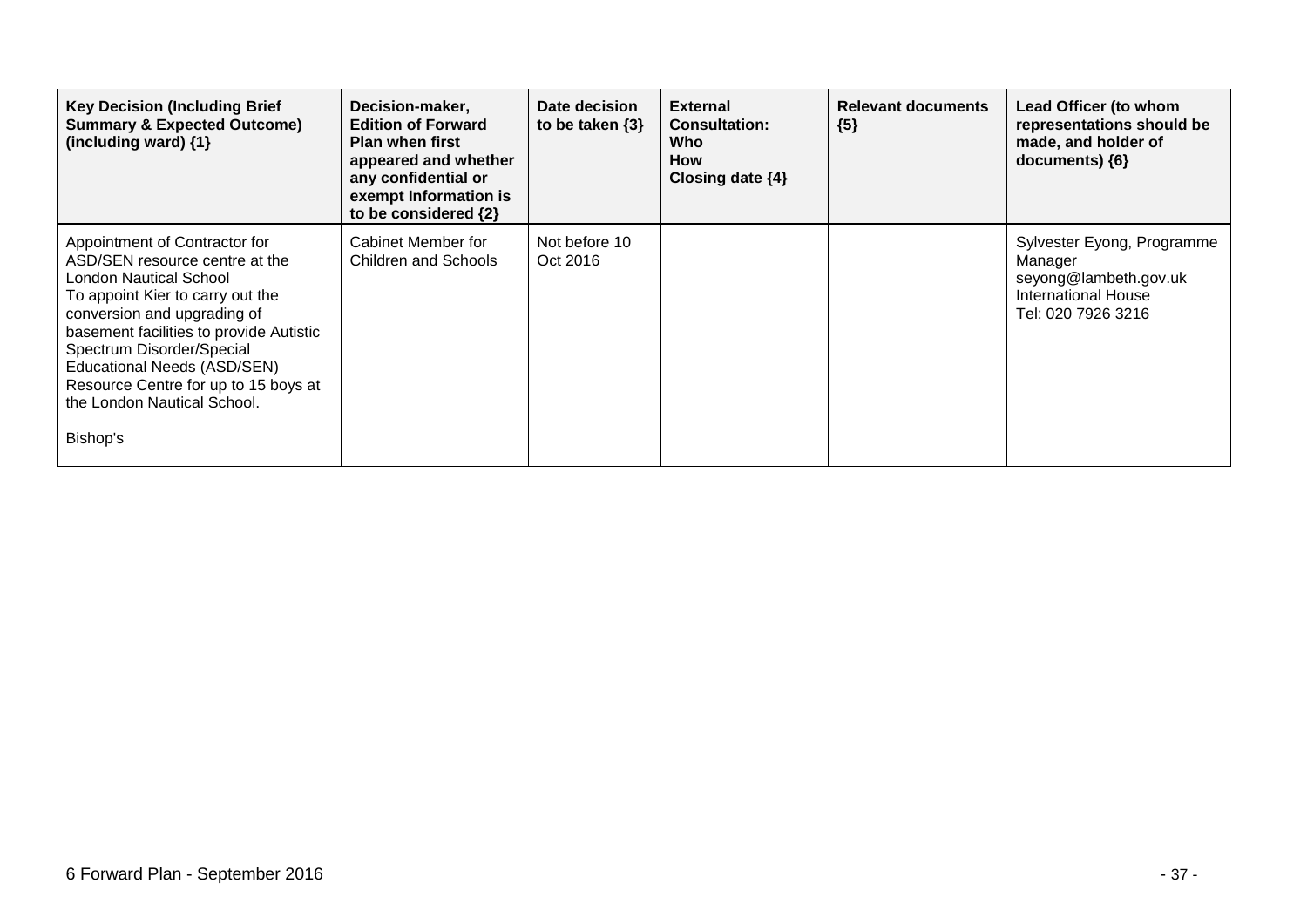| Key Decision (Including Brief Summary & Expected Outcome) (including ward) {1} | Decision-maker, Edition of Forward Plan when first appeared and whether any confidential or exempt Information is to be considered {2} | Date decision to be taken {3} | External Consultation: Who How Closing date {4} | Relevant documents {5} | Lead Officer (to whom representations should be made, and holder of documents) {6} |
|---|---|---|---|---|---|
| Appointment of Contractor for ASD/SEN resource centre at the London Nautical School<br>To appoint Kier to carry out the conversion and upgrading of basement facilities to provide Autistic Spectrum Disorder/Special Educational Needs (ASD/SEN) Resource Centre for up to 15 boys at the London Nautical School.<br><br>Bishop's | Cabinet Member for Children and Schools | Not before 10 Oct 2016 | | | Sylvester Eyong, Programme Manager<br>seyong@lambeth.gov.uk<br>International House<br>Tel: 020 7926 3216 |

6 Forward Plan - September 2016